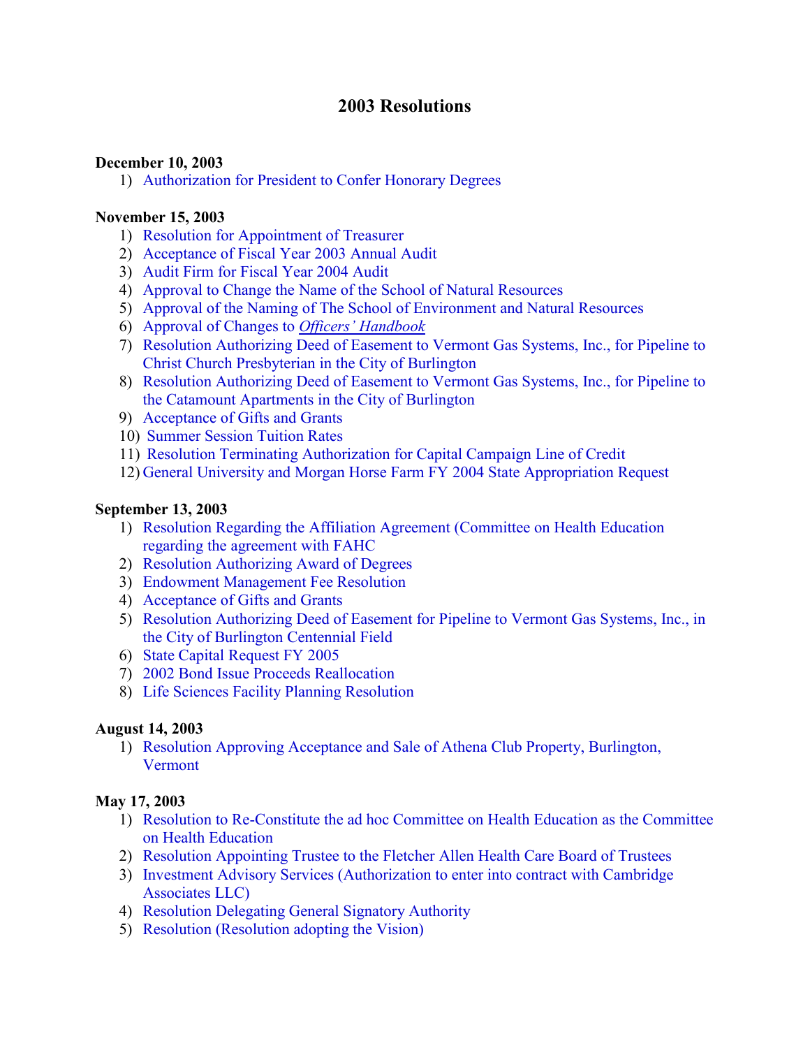# 2003 Resolutions

**December 10, 2003**

1) Authorization for President to Confer Honorary Degrees

**November 15, 2003**

1) Resolution for Appointment of Treasurer
2) Acceptance of Fiscal Year 2003 Annual Audit
3) Audit Firm for Fiscal Year 2004 Audit
4) Approval to Change the Name of the School of Natural Resources
5) Approval of the Naming of The School of Environment and Natural Resources
6) Approval of Changes to *Officers' Handbook*
7) Resolution Authorizing Deed of Easement to Vermont Gas Systems, Inc., for Pipeline to Christ Church Presbyterian in the City of Burlington
8) Resolution Authorizing Deed of Easement to Vermont Gas Systems, Inc., for Pipeline to the Catamount Apartments in the City of Burlington
9) Acceptance of Gifts and Grants
10) Summer Session Tuition Rates
11) Resolution Terminating Authorization for Capital Campaign Line of Credit
12) General University and Morgan Horse Farm FY 2004 State Appropriation Request

**September 13, 2003**

1) Resolution Regarding the Affiliation Agreement (Committee on Health Education regarding the agreement with FAHC
2) Resolution Authorizing Award of Degrees
3) Endowment Management Fee Resolution
4) Acceptance of Gifts and Grants
5) Resolution Authorizing Deed of Easement for Pipeline to Vermont Gas Systems, Inc., in the City of Burlington Centennial Field
6) State Capital Request FY 2005
7) 2002 Bond Issue Proceeds Reallocation
8) Life Sciences Facility Planning Resolution

**August 14, 2003**

1) Resolution Approving Acceptance and Sale of Athena Club Property, Burlington, Vermont

**May 17, 2003**

1) Resolution to Re-Constitute the ad hoc Committee on Health Education as the Committee on Health Education
2) Resolution Appointing Trustee to the Fletcher Allen Health Care Board of Trustees
3) Investment Advisory Services (Authorization to enter into contract with Cambridge Associates LLC)
4) Resolution Delegating General Signatory Authority
5) Resolution (Resolution adopting the Vision)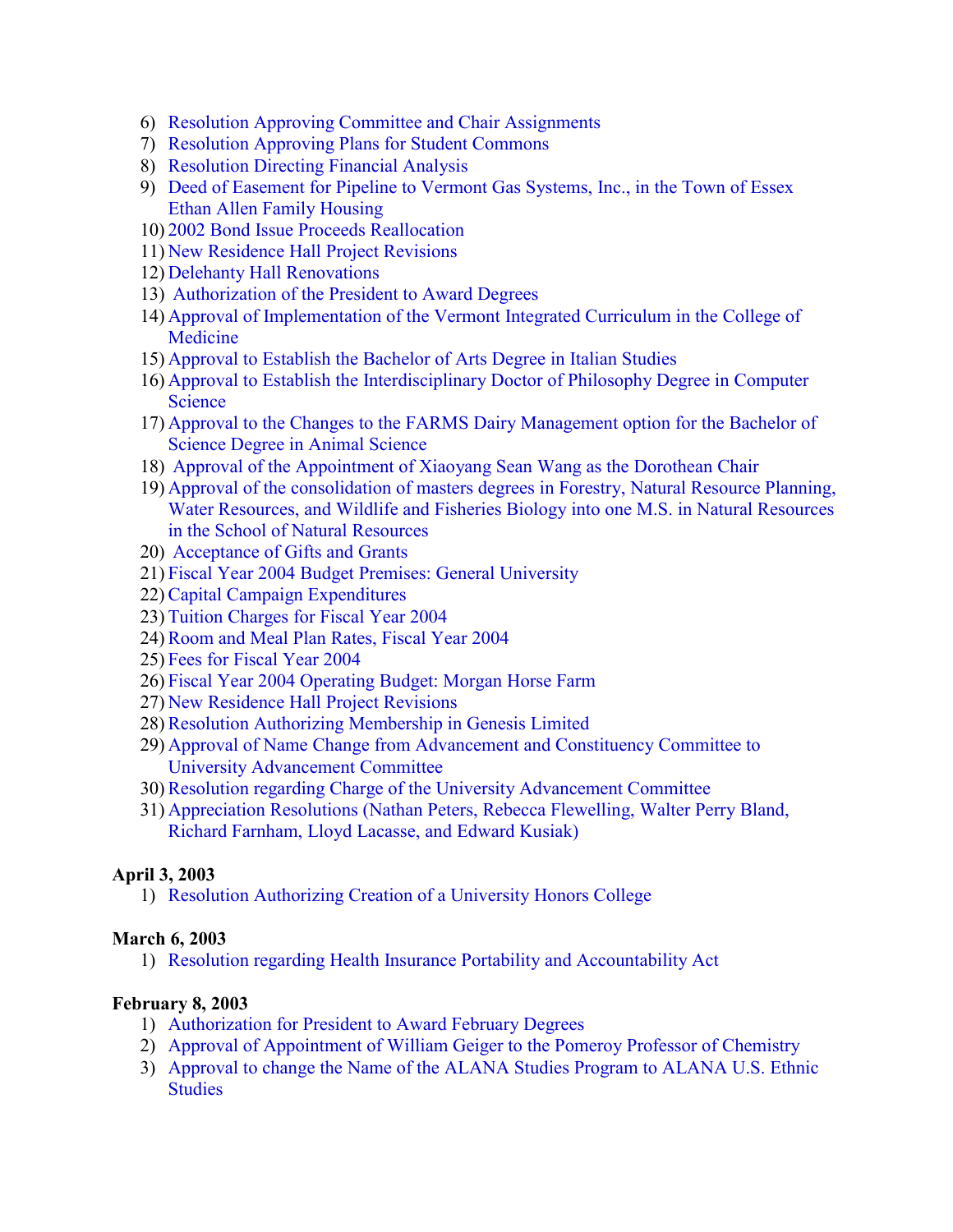6) Resolution Approving Committee and Chair Assignments
7) Resolution Approving Plans for Student Commons
8) Resolution Directing Financial Analysis
9) Deed of Easement for Pipeline to Vermont Gas Systems, Inc., in the Town of Essex Ethan Allen Family Housing
10) 2002 Bond Issue Proceeds Reallocation
11) New Residence Hall Project Revisions
12) Delehanty Hall Renovations
13) Authorization of the President to Award Degrees
14) Approval of Implementation of the Vermont Integrated Curriculum in the College of Medicine
15) Approval to Establish the Bachelor of Arts Degree in Italian Studies
16) Approval to Establish the Interdisciplinary Doctor of Philosophy Degree in Computer Science
17) Approval to the Changes to the FARMS Dairy Management option for the Bachelor of Science Degree in Animal Science
18) Approval of the Appointment of Xiaoyang Sean Wang as the Dorothean Chair
19) Approval of the consolidation of masters degrees in Forestry, Natural Resource Planning, Water Resources, and Wildlife and Fisheries Biology into one M.S. in Natural Resources in the School of Natural Resources
20) Acceptance of Gifts and Grants
21) Fiscal Year 2004 Budget Premises: General University
22) Capital Campaign Expenditures
23) Tuition Charges for Fiscal Year 2004
24) Room and Meal Plan Rates, Fiscal Year 2004
25) Fees for Fiscal Year 2004
26) Fiscal Year 2004 Operating Budget: Morgan Horse Farm
27) New Residence Hall Project Revisions
28) Resolution Authorizing Membership in Genesis Limited
29) Approval of Name Change from Advancement and Constituency Committee to University Advancement Committee
30) Resolution regarding Charge of the University Advancement Committee
31) Appreciation Resolutions (Nathan Peters, Rebecca Flewelling, Walter Perry Bland, Richard Farnham, Lloyd Lacasse, and Edward Kusiak)

**April 3, 2003**

1) Resolution Authorizing Creation of a University Honors College

**March 6, 2003**

1) Resolution regarding Health Insurance Portability and Accountability Act

**February 8, 2003**

1) Authorization for President to Award February Degrees
2) Approval of Appointment of William Geiger to the Pomeroy Professor of Chemistry
3) Approval to change the Name of the ALANA Studies Program to ALANA U.S. Ethnic Studies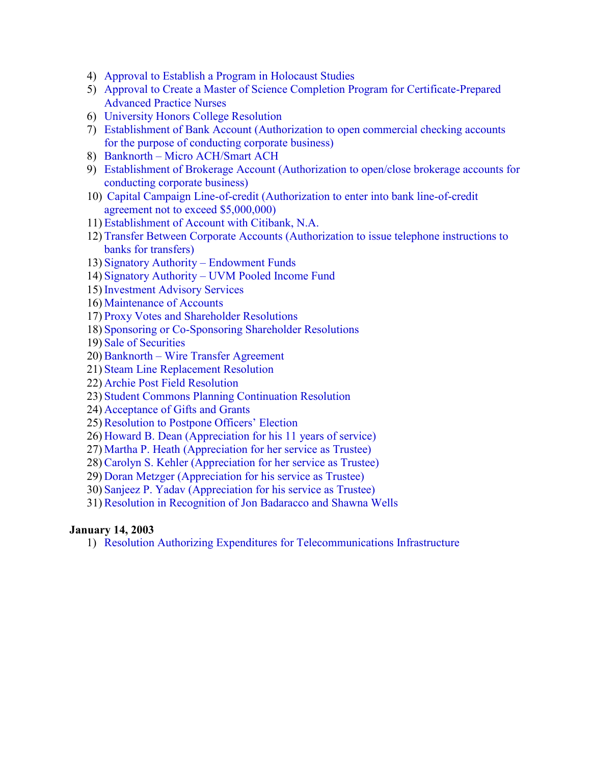4) Approval to Establish a Program in Holocaust Studies
5) Approval to Create a Master of Science Completion Program for Certificate-Prepared Advanced Practice Nurses
6) University Honors College Resolution
7) Establishment of Bank Account (Authorization to open commercial checking accounts for the purpose of conducting corporate business)
8) Banknorth – Micro ACH/Smart ACH
9) Establishment of Brokerage Account (Authorization to open/close brokerage accounts for conducting corporate business)
10) Capital Campaign Line-of-credit (Authorization to enter into bank line-of-credit agreement not to exceed $5,000,000)
11) Establishment of Account with Citibank, N.A.
12) Transfer Between Corporate Accounts (Authorization to issue telephone instructions to banks for transfers)
13) Signatory Authority – Endowment Funds
14) Signatory Authority – UVM Pooled Income Fund
15) Investment Advisory Services
16) Maintenance of Accounts
17) Proxy Votes and Shareholder Resolutions
18) Sponsoring or Co-Sponsoring Shareholder Resolutions
19) Sale of Securities
20) Banknorth – Wire Transfer Agreement
21) Steam Line Replacement Resolution
22) Archie Post Field Resolution
23) Student Commons Planning Continuation Resolution
24) Acceptance of Gifts and Grants
25) Resolution to Postpone Officers' Election
26) Howard B. Dean (Appreciation for his 11 years of service)
27) Martha P. Heath (Appreciation for her service as Trustee)
28) Carolyn S. Kehler (Appreciation for her service as Trustee)
29) Doran Metzger (Appreciation for his service as Trustee)
30) Sanjeez P. Yadav (Appreciation for his service as Trustee)
31) Resolution in Recognition of Jon Badaracco and Shawna Wells

**January 14, 2003**

1) Resolution Authorizing Expenditures for Telecommunications Infrastructure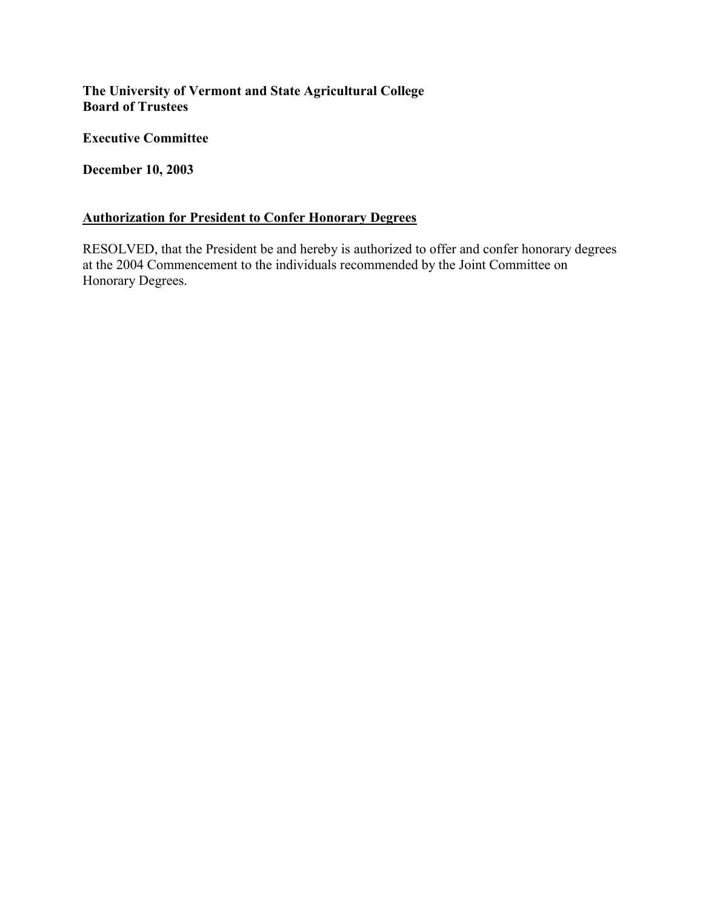**The University of Vermont and State Agricultural College**
**Board of Trustees**

**Executive Committee**

**December 10, 2003**

## Authorization for President to Confer Honorary Degrees

RESOLVED, that the President be and hereby is authorized to offer and confer honorary degrees at the 2004 Commencement to the individuals recommended by the Joint Committee on Honorary Degrees.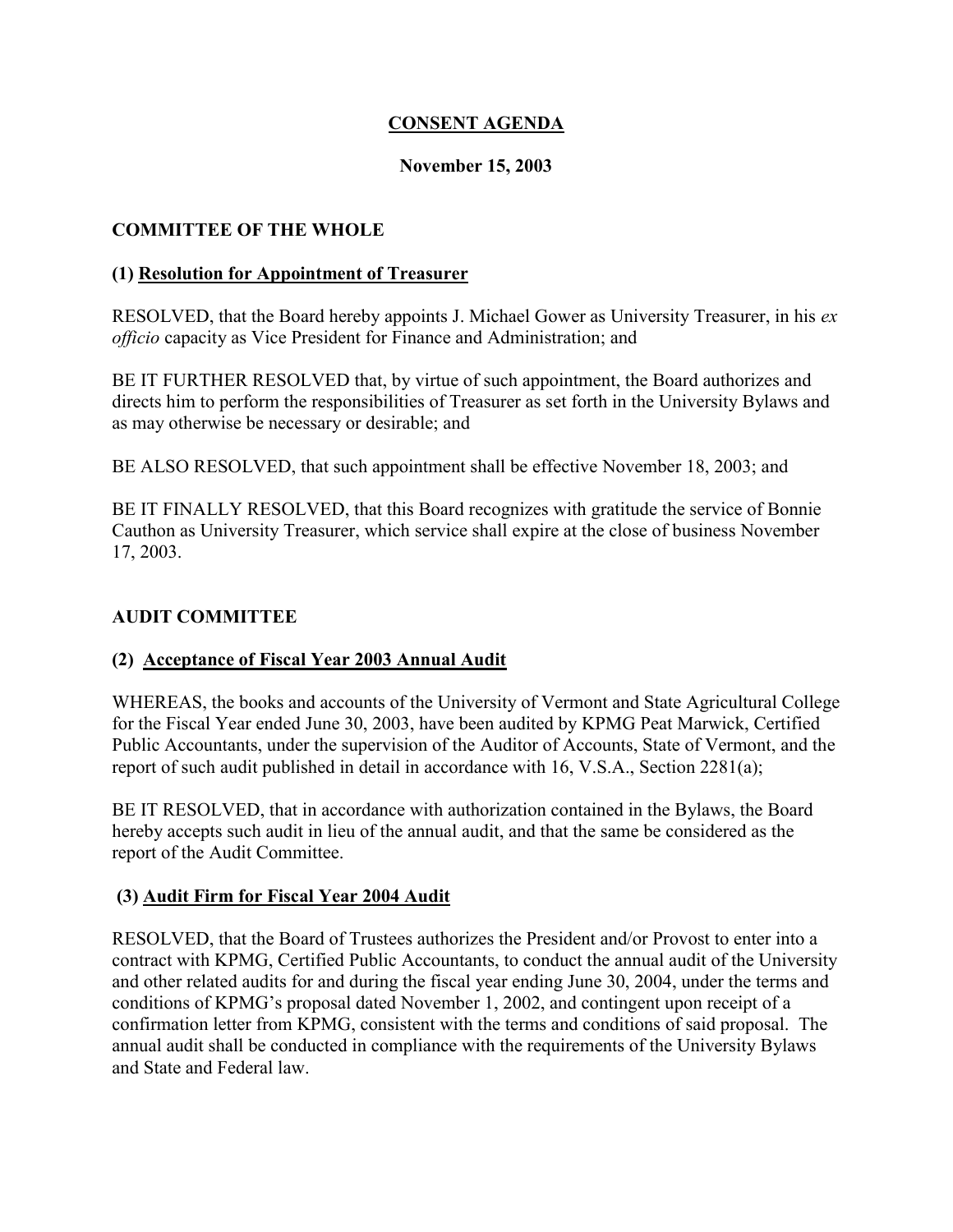# CONSENT AGENDA

**November 15, 2003**

## COMMITTEE OF THE WHOLE

### (1) Resolution for Appointment of Treasurer

RESOLVED, that the Board hereby appoints J. Michael Gower as University Treasurer, in his *ex officio* capacity as Vice President for Finance and Administration; and

BE IT FURTHER RESOLVED that, by virtue of such appointment, the Board authorizes and directs him to perform the responsibilities of Treasurer as set forth in the University Bylaws and as may otherwise be necessary or desirable; and

BE ALSO RESOLVED, that such appointment shall be effective November 18, 2003; and

BE IT FINALLY RESOLVED, that this Board recognizes with gratitude the service of Bonnie Cauthon as University Treasurer, which service shall expire at the close of business November 17, 2003.

## AUDIT COMMITTEE

### (2) Acceptance of Fiscal Year 2003 Annual Audit

WHEREAS, the books and accounts of the University of Vermont and State Agricultural College for the Fiscal Year ended June 30, 2003, have been audited by KPMG Peat Marwick, Certified Public Accountants, under the supervision of the Auditor of Accounts, State of Vermont, and the report of such audit published in detail in accordance with 16, V.S.A., Section 2281(a);

BE IT RESOLVED, that in accordance with authorization contained in the Bylaws, the Board hereby accepts such audit in lieu of the annual audit, and that the same be considered as the report of the Audit Committee.

### (3) Audit Firm for Fiscal Year 2004 Audit

RESOLVED, that the Board of Trustees authorizes the President and/or Provost to enter into a contract with KPMG, Certified Public Accountants, to conduct the annual audit of the University and other related audits for and during the fiscal year ending June 30, 2004, under the terms and conditions of KPMG's proposal dated November 1, 2002, and contingent upon receipt of a confirmation letter from KPMG, consistent with the terms and conditions of said proposal. The annual audit shall be conducted in compliance with the requirements of the University Bylaws and State and Federal law.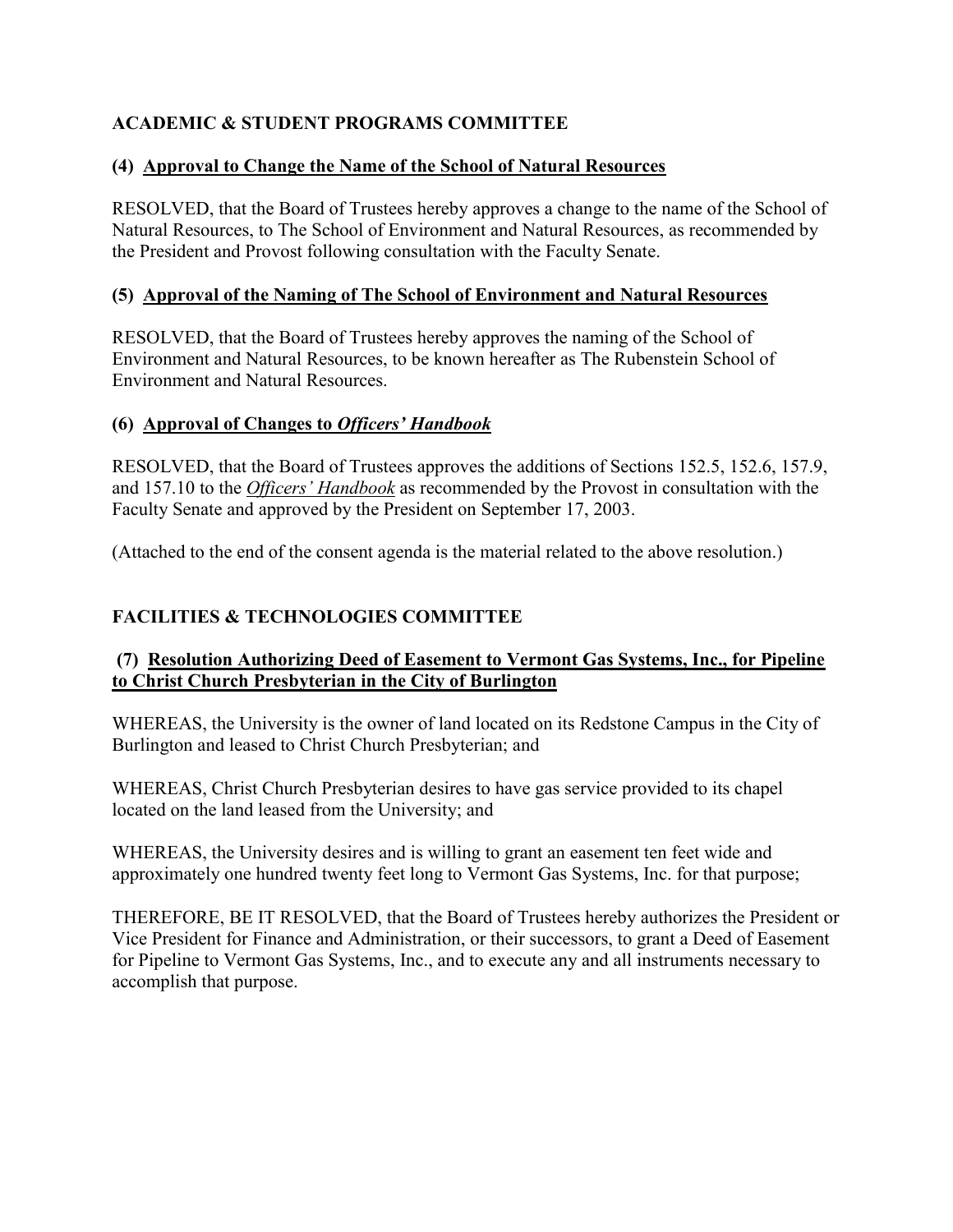## ACADEMIC & STUDENT PROGRAMS COMMITTEE

### (4) Approval to Change the Name of the School of Natural Resources

RESOLVED, that the Board of Trustees hereby approves a change to the name of the School of Natural Resources, to The School of Environment and Natural Resources, as recommended by the President and Provost following consultation with the Faculty Senate.

### (5) Approval of the Naming of The School of Environment and Natural Resources

RESOLVED, that the Board of Trustees hereby approves the naming of the School of Environment and Natural Resources, to be known hereafter as The Rubenstein School of Environment and Natural Resources.

### (6) Approval of Changes to *Officers' Handbook*

RESOLVED, that the Board of Trustees approves the additions of Sections 152.5, 152.6, 157.9, and 157.10 to the *Officers' Handbook* as recommended by the Provost in consultation with the Faculty Senate and approved by the President on September 17, 2003.

(Attached to the end of the consent agenda is the material related to the above resolution.)

## FACILITIES & TECHNOLOGIES COMMITTEE

### (7) Resolution Authorizing Deed of Easement to Vermont Gas Systems, Inc., for Pipeline to Christ Church Presbyterian in the City of Burlington

WHEREAS, the University is the owner of land located on its Redstone Campus in the City of Burlington and leased to Christ Church Presbyterian; and

WHEREAS, Christ Church Presbyterian desires to have gas service provided to its chapel located on the land leased from the University; and

WHEREAS, the University desires and is willing to grant an easement ten feet wide and approximately one hundred twenty feet long to Vermont Gas Systems, Inc. for that purpose;

THEREFORE, BE IT RESOLVED, that the Board of Trustees hereby authorizes the President or Vice President for Finance and Administration, or their successors, to grant a Deed of Easement for Pipeline to Vermont Gas Systems, Inc., and to execute any and all instruments necessary to accomplish that purpose.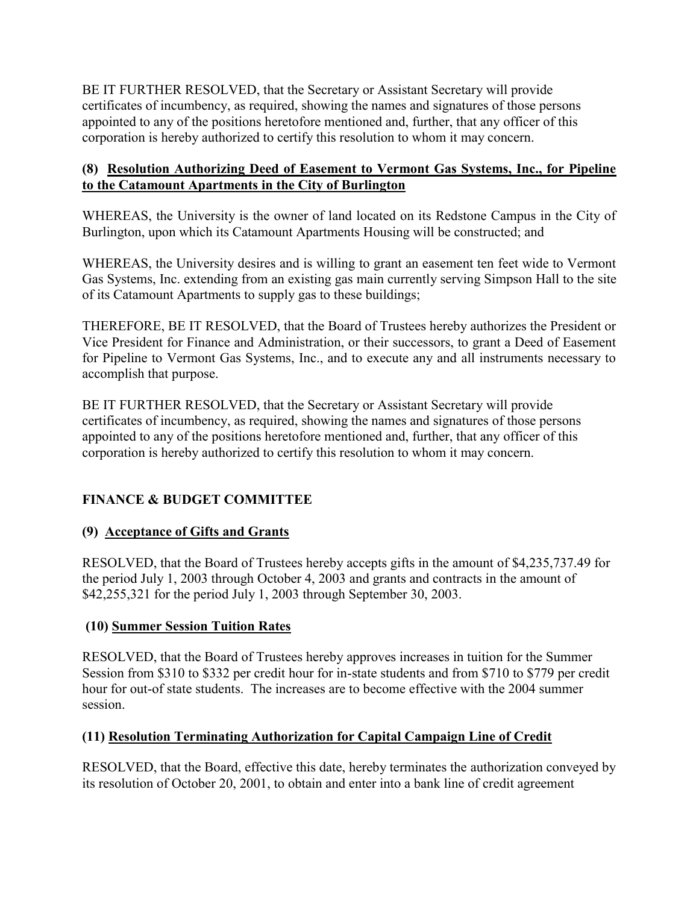BE IT FURTHER RESOLVED, that the Secretary or Assistant Secretary will provide certificates of incumbency, as required, showing the names and signatures of those persons appointed to any of the positions heretofore mentioned and, further, that any officer of this corporation is hereby authorized to certify this resolution to whom it may concern.

**(8) <u>Resolution Authorizing Deed of Easement to Vermont Gas Systems, Inc., for Pipeline to the Catamount Apartments in the City of Burlington</u>**

WHEREAS, the University is the owner of land located on its Redstone Campus in the City of Burlington, upon which its Catamount Apartments Housing will be constructed; and

WHEREAS, the University desires and is willing to grant an easement ten feet wide to Vermont Gas Systems, Inc. extending from an existing gas main currently serving Simpson Hall to the site of its Catamount Apartments to supply gas to these buildings;

THEREFORE, BE IT RESOLVED, that the Board of Trustees hereby authorizes the President or Vice President for Finance and Administration, or their successors, to grant a Deed of Easement for Pipeline to Vermont Gas Systems, Inc., and to execute any and all instruments necessary to accomplish that purpose.

BE IT FURTHER RESOLVED, that the Secretary or Assistant Secretary will provide certificates of incumbency, as required, showing the names and signatures of those persons appointed to any of the positions heretofore mentioned and, further, that any officer of this corporation is hereby authorized to certify this resolution to whom it may concern.

## FINANCE & BUDGET COMMITTEE

**(9) <u>Acceptance of Gifts and Grants</u>**

RESOLVED, that the Board of Trustees hereby accepts gifts in the amount of $4,235,737.49 for the period July 1, 2003 through October 4, 2003 and grants and contracts in the amount of $42,255,321 for the period July 1, 2003 through September 30, 2003.

**(10) <u>Summer Session Tuition Rates</u>**

RESOLVED, that the Board of Trustees hereby approves increases in tuition for the Summer Session from $310 to $332 per credit hour for in-state students and from $710 to $779 per credit hour for out-of state students. The increases are to become effective with the 2004 summer session.

**(11) <u>Resolution Terminating Authorization for Capital Campaign Line of Credit</u>**

RESOLVED, that the Board, effective this date, hereby terminates the authorization conveyed by its resolution of October 20, 2001, to obtain and enter into a bank line of credit agreement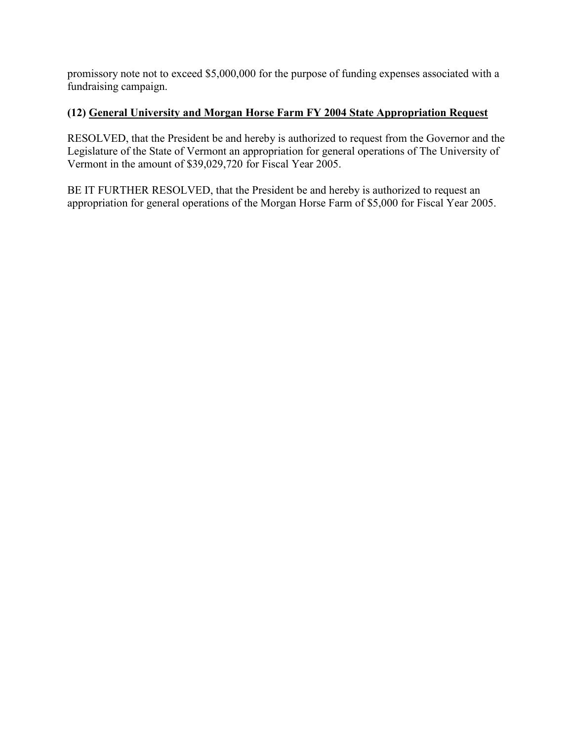promissory note not to exceed $5,000,000 for the purpose of funding expenses associated with a fundraising campaign.

**(12) <u>General University and Morgan Horse Farm FY 2004 State Appropriation Request</u>**

RESOLVED, that the President be and hereby is authorized to request from the Governor and the Legislature of the State of Vermont an appropriation for general operations of The University of Vermont in the amount of $39,029,720 for Fiscal Year 2005.

BE IT FURTHER RESOLVED, that the President be and hereby is authorized to request an appropriation for general operations of the Morgan Horse Farm of $5,000 for Fiscal Year 2005.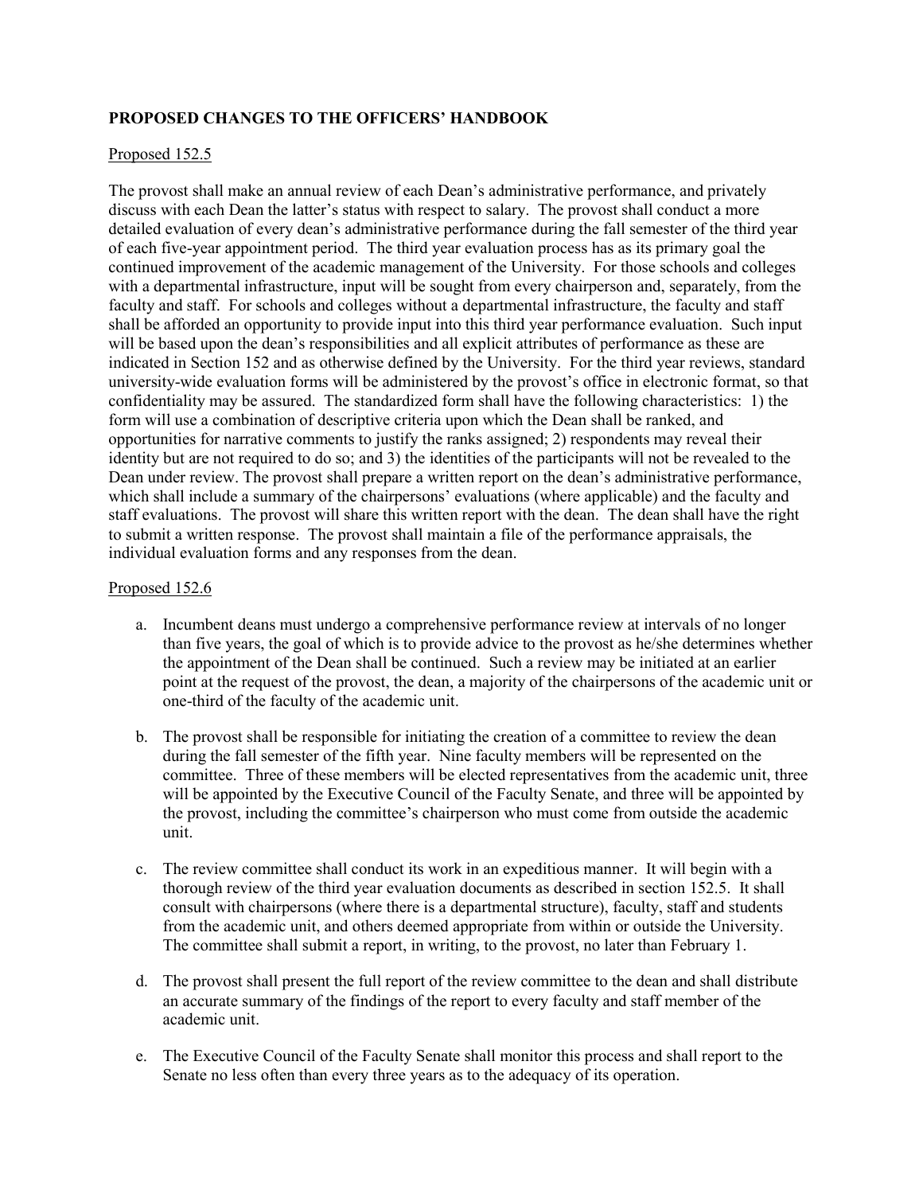## PROPOSED CHANGES TO THE OFFICERS' HANDBOOK

Proposed 152.5

The provost shall make an annual review of each Dean's administrative performance, and privately discuss with each Dean the latter's status with respect to salary. The provost shall conduct a more detailed evaluation of every dean's administrative performance during the fall semester of the third year of each five-year appointment period. The third year evaluation process has as its primary goal the continued improvement of the academic management of the University. For those schools and colleges with a departmental infrastructure, input will be sought from every chairperson and, separately, from the faculty and staff. For schools and colleges without a departmental infrastructure, the faculty and staff shall be afforded an opportunity to provide input into this third year performance evaluation. Such input will be based upon the dean's responsibilities and all explicit attributes of performance as these are indicated in Section 152 and as otherwise defined by the University. For the third year reviews, standard university-wide evaluation forms will be administered by the provost's office in electronic format, so that confidentiality may be assured. The standardized form shall have the following characteristics: 1) the form will use a combination of descriptive criteria upon which the Dean shall be ranked, and opportunities for narrative comments to justify the ranks assigned; 2) respondents may reveal their identity but are not required to do so; and 3) the identities of the participants will not be revealed to the Dean under review. The provost shall prepare a written report on the dean's administrative performance, which shall include a summary of the chairpersons' evaluations (where applicable) and the faculty and staff evaluations. The provost will share this written report with the dean. The dean shall have the right to submit a written response. The provost shall maintain a file of the performance appraisals, the individual evaluation forms and any responses from the dean.

Proposed 152.6

a. Incumbent deans must undergo a comprehensive performance review at intervals of no longer than five years, the goal of which is to provide advice to the provost as he/she determines whether the appointment of the Dean shall be continued. Such a review may be initiated at an earlier point at the request of the provost, the dean, a majority of the chairpersons of the academic unit or one-third of the faculty of the academic unit.

b. The provost shall be responsible for initiating the creation of a committee to review the dean during the fall semester of the fifth year. Nine faculty members will be represented on the committee. Three of these members will be elected representatives from the academic unit, three will be appointed by the Executive Council of the Faculty Senate, and three will be appointed by the provost, including the committee's chairperson who must come from outside the academic unit.

c. The review committee shall conduct its work in an expeditious manner. It will begin with a thorough review of the third year evaluation documents as described in section 152.5. It shall consult with chairpersons (where there is a departmental structure), faculty, staff and students from the academic unit, and others deemed appropriate from within or outside the University. The committee shall submit a report, in writing, to the provost, no later than February 1.

d. The provost shall present the full report of the review committee to the dean and shall distribute an accurate summary of the findings of the report to every faculty and staff member of the academic unit.

e. The Executive Council of the Faculty Senate shall monitor this process and shall report to the Senate no less often than every three years as to the adequacy of its operation.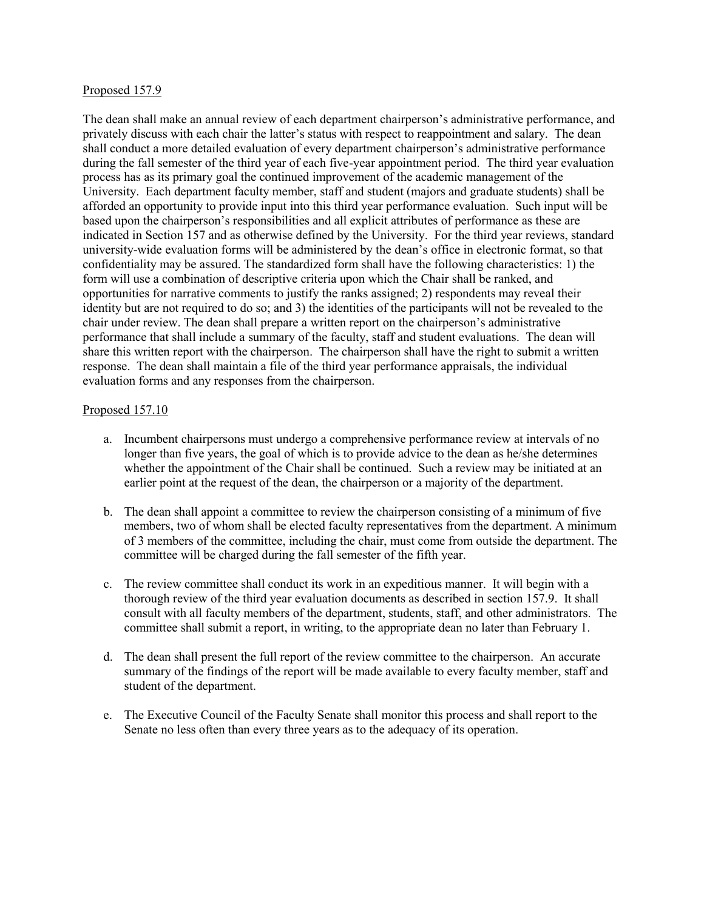Proposed 157.9

The dean shall make an annual review of each department chairperson's administrative performance, and privately discuss with each chair the latter's status with respect to reappointment and salary. The dean shall conduct a more detailed evaluation of every department chairperson's administrative performance during the fall semester of the third year of each five-year appointment period. The third year evaluation process has as its primary goal the continued improvement of the academic management of the University. Each department faculty member, staff and student (majors and graduate students) shall be afforded an opportunity to provide input into this third year performance evaluation. Such input will be based upon the chairperson's responsibilities and all explicit attributes of performance as these are indicated in Section 157 and as otherwise defined by the University. For the third year reviews, standard university-wide evaluation forms will be administered by the dean's office in electronic format, so that confidentiality may be assured. The standardized form shall have the following characteristics: 1) the form will use a combination of descriptive criteria upon which the Chair shall be ranked, and opportunities for narrative comments to justify the ranks assigned; 2) respondents may reveal their identity but are not required to do so; and 3) the identities of the participants will not be revealed to the chair under review. The dean shall prepare a written report on the chairperson's administrative performance that shall include a summary of the faculty, staff and student evaluations. The dean will share this written report with the chairperson. The chairperson shall have the right to submit a written response. The dean shall maintain a file of the third year performance appraisals, the individual evaluation forms and any responses from the chairperson.

Proposed 157.10

a. Incumbent chairpersons must undergo a comprehensive performance review at intervals of no longer than five years, the goal of which is to provide advice to the dean as he/she determines whether the appointment of the Chair shall be continued. Such a review may be initiated at an earlier point at the request of the dean, the chairperson or a majority of the department.

b. The dean shall appoint a committee to review the chairperson consisting of a minimum of five members, two of whom shall be elected faculty representatives from the department. A minimum of 3 members of the committee, including the chair, must come from outside the department. The committee will be charged during the fall semester of the fifth year.

c. The review committee shall conduct its work in an expeditious manner. It will begin with a thorough review of the third year evaluation documents as described in section 157.9. It shall consult with all faculty members of the department, students, staff, and other administrators. The committee shall submit a report, in writing, to the appropriate dean no later than February 1.

d. The dean shall present the full report of the review committee to the chairperson. An accurate summary of the findings of the report will be made available to every faculty member, staff and student of the department.

e. The Executive Council of the Faculty Senate shall monitor this process and shall report to the Senate no less often than every three years as to the adequacy of its operation.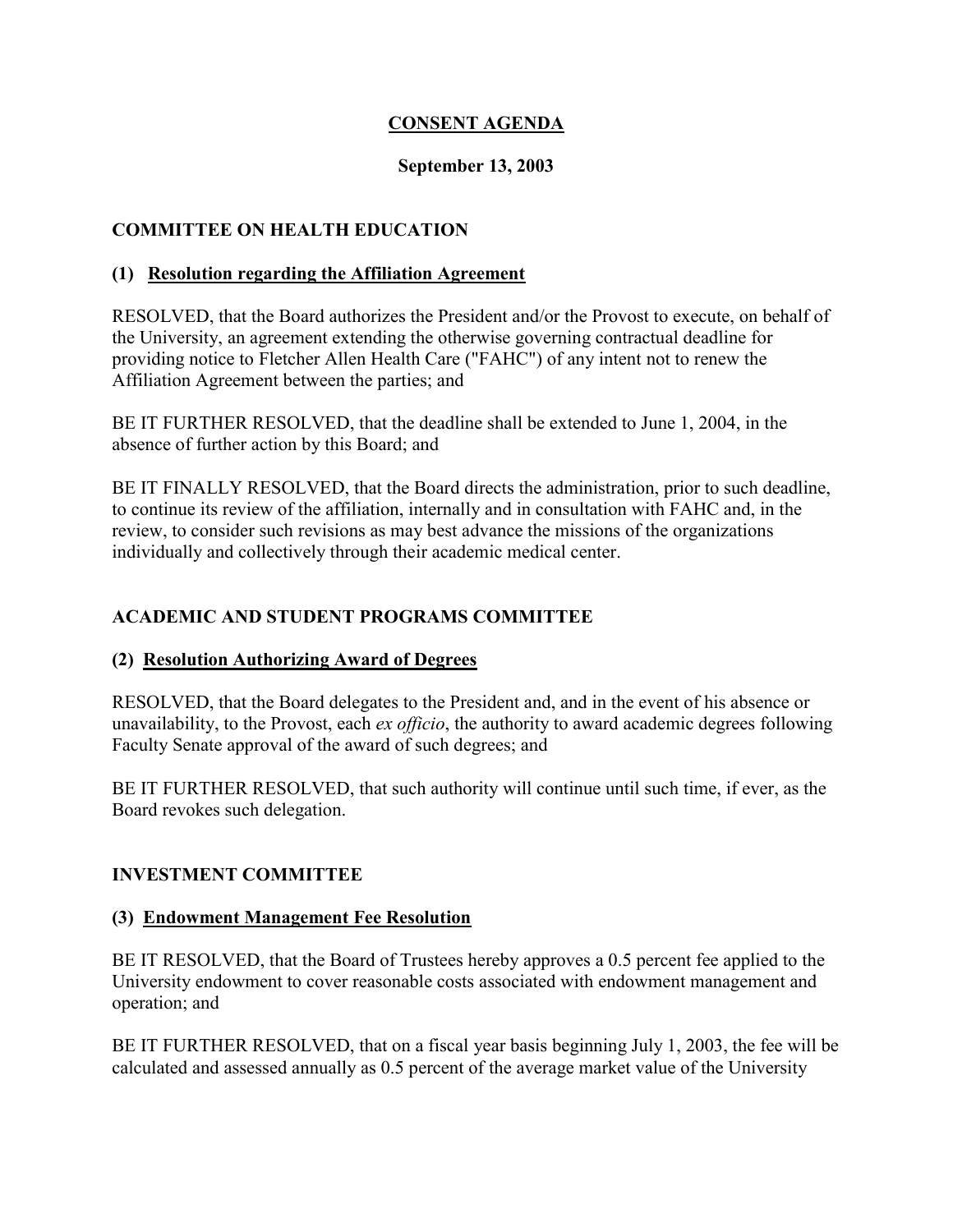# CONSENT AGENDA

**September 13, 2003**

## COMMITTEE ON HEALTH EDUCATION

### (1) Resolution regarding the Affiliation Agreement

RESOLVED, that the Board authorizes the President and/or the Provost to execute, on behalf of the University, an agreement extending the otherwise governing contractual deadline for providing notice to Fletcher Allen Health Care ("FAHC") of any intent not to renew the Affiliation Agreement between the parties; and

BE IT FURTHER RESOLVED, that the deadline shall be extended to June 1, 2004, in the absence of further action by this Board; and

BE IT FINALLY RESOLVED, that the Board directs the administration, prior to such deadline, to continue its review of the affiliation, internally and in consultation with FAHC and, in the review, to consider such revisions as may best advance the missions of the organizations individually and collectively through their academic medical center.

## ACADEMIC AND STUDENT PROGRAMS COMMITTEE

### (2) Resolution Authorizing Award of Degrees

RESOLVED, that the Board delegates to the President and, and in the event of his absence or unavailability, to the Provost, each *ex officio*, the authority to award academic degrees following Faculty Senate approval of the award of such degrees; and

BE IT FURTHER RESOLVED, that such authority will continue until such time, if ever, as the Board revokes such delegation.

## INVESTMENT COMMITTEE

### (3) Endowment Management Fee Resolution

BE IT RESOLVED, that the Board of Trustees hereby approves a 0.5 percent fee applied to the University endowment to cover reasonable costs associated with endowment management and operation; and

BE IT FURTHER RESOLVED, that on a fiscal year basis beginning July 1, 2003, the fee will be calculated and assessed annually as 0.5 percent of the average market value of the University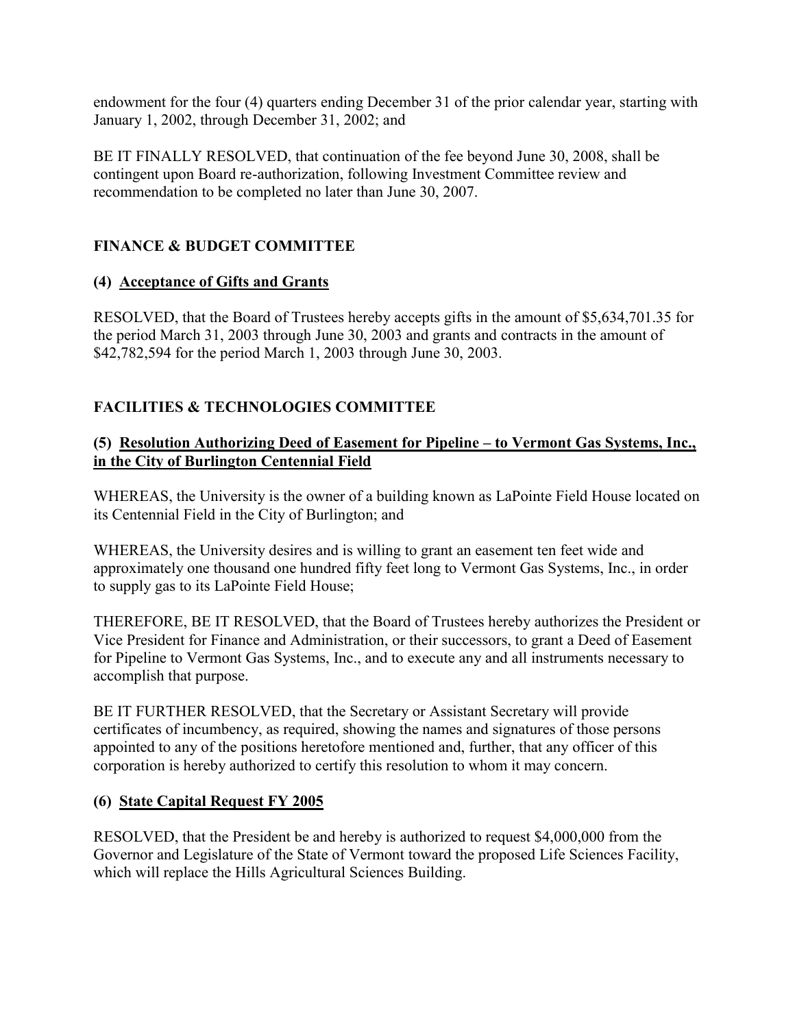endowment for the four (4) quarters ending December 31 of the prior calendar year, starting with January 1, 2002, through December 31, 2002; and

BE IT FINALLY RESOLVED, that continuation of the fee beyond June 30, 2008, shall be contingent upon Board re-authorization, following Investment Committee review and recommendation to be completed no later than June 30, 2007.

## FINANCE & BUDGET COMMITTEE

### (4) Acceptance of Gifts and Grants

RESOLVED, that the Board of Trustees hereby accepts gifts in the amount of $5,634,701.35 for the period March 31, 2003 through June 30, 2003 and grants and contracts in the amount of $42,782,594 for the period March 1, 2003 through June 30, 2003.

## FACILITIES & TECHNOLOGIES COMMITTEE

### (5) Resolution Authorizing Deed of Easement for Pipeline – to Vermont Gas Systems, Inc., in the City of Burlington Centennial Field

WHEREAS, the University is the owner of a building known as LaPointe Field House located on its Centennial Field in the City of Burlington; and

WHEREAS, the University desires and is willing to grant an easement ten feet wide and approximately one thousand one hundred fifty feet long to Vermont Gas Systems, Inc., in order to supply gas to its LaPointe Field House;

THEREFORE, BE IT RESOLVED, that the Board of Trustees hereby authorizes the President or Vice President for Finance and Administration, or their successors, to grant a Deed of Easement for Pipeline to Vermont Gas Systems, Inc., and to execute any and all instruments necessary to accomplish that purpose.

BE IT FURTHER RESOLVED, that the Secretary or Assistant Secretary will provide certificates of incumbency, as required, showing the names and signatures of those persons appointed to any of the positions heretofore mentioned and, further, that any officer of this corporation is hereby authorized to certify this resolution to whom it may concern.

### (6) State Capital Request FY 2005

RESOLVED, that the President be and hereby is authorized to request $4,000,000 from the Governor and Legislature of the State of Vermont toward the proposed Life Sciences Facility, which will replace the Hills Agricultural Sciences Building.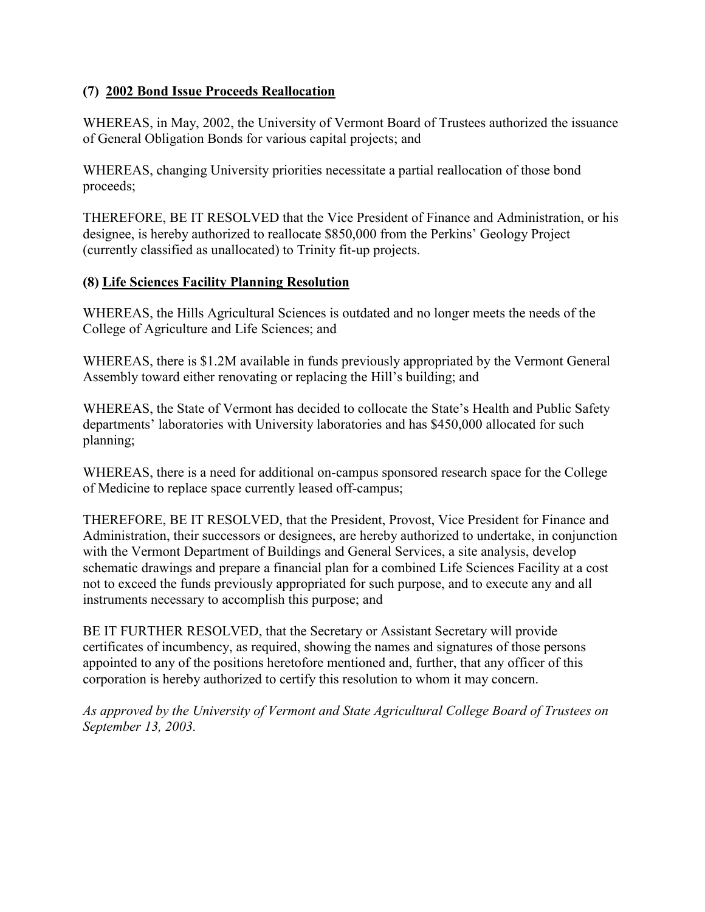### (7) **2002 Bond Issue Proceeds Reallocation**

WHEREAS, in May, 2002, the University of Vermont Board of Trustees authorized the issuance of General Obligation Bonds for various capital projects; and

WHEREAS, changing University priorities necessitate a partial reallocation of those bond proceeds;

THEREFORE, BE IT RESOLVED that the Vice President of Finance and Administration, or his designee, is hereby authorized to reallocate $850,000 from the Perkins' Geology Project (currently classified as unallocated) to Trinity fit-up projects.

### (8) **Life Sciences Facility Planning Resolution**

WHEREAS, the Hills Agricultural Sciences is outdated and no longer meets the needs of the College of Agriculture and Life Sciences; and

WHEREAS, there is $1.2M available in funds previously appropriated by the Vermont General Assembly toward either renovating or replacing the Hill's building; and

WHEREAS, the State of Vermont has decided to collocate the State's Health and Public Safety departments' laboratories with University laboratories and has $450,000 allocated for such planning;

WHEREAS, there is a need for additional on-campus sponsored research space for the College of Medicine to replace space currently leased off-campus;

THEREFORE, BE IT RESOLVED, that the President, Provost, Vice President for Finance and Administration, their successors or designees, are hereby authorized to undertake, in conjunction with the Vermont Department of Buildings and General Services, a site analysis, develop schematic drawings and prepare a financial plan for a combined Life Sciences Facility at a cost not to exceed the funds previously appropriated for such purpose, and to execute any and all instruments necessary to accomplish this purpose; and

BE IT FURTHER RESOLVED, that the Secretary or Assistant Secretary will provide certificates of incumbency, as required, showing the names and signatures of those persons appointed to any of the positions heretofore mentioned and, further, that any officer of this corporation is hereby authorized to certify this resolution to whom it may concern.

*As approved by the University of Vermont and State Agricultural College Board of Trustees on September 13, 2003.*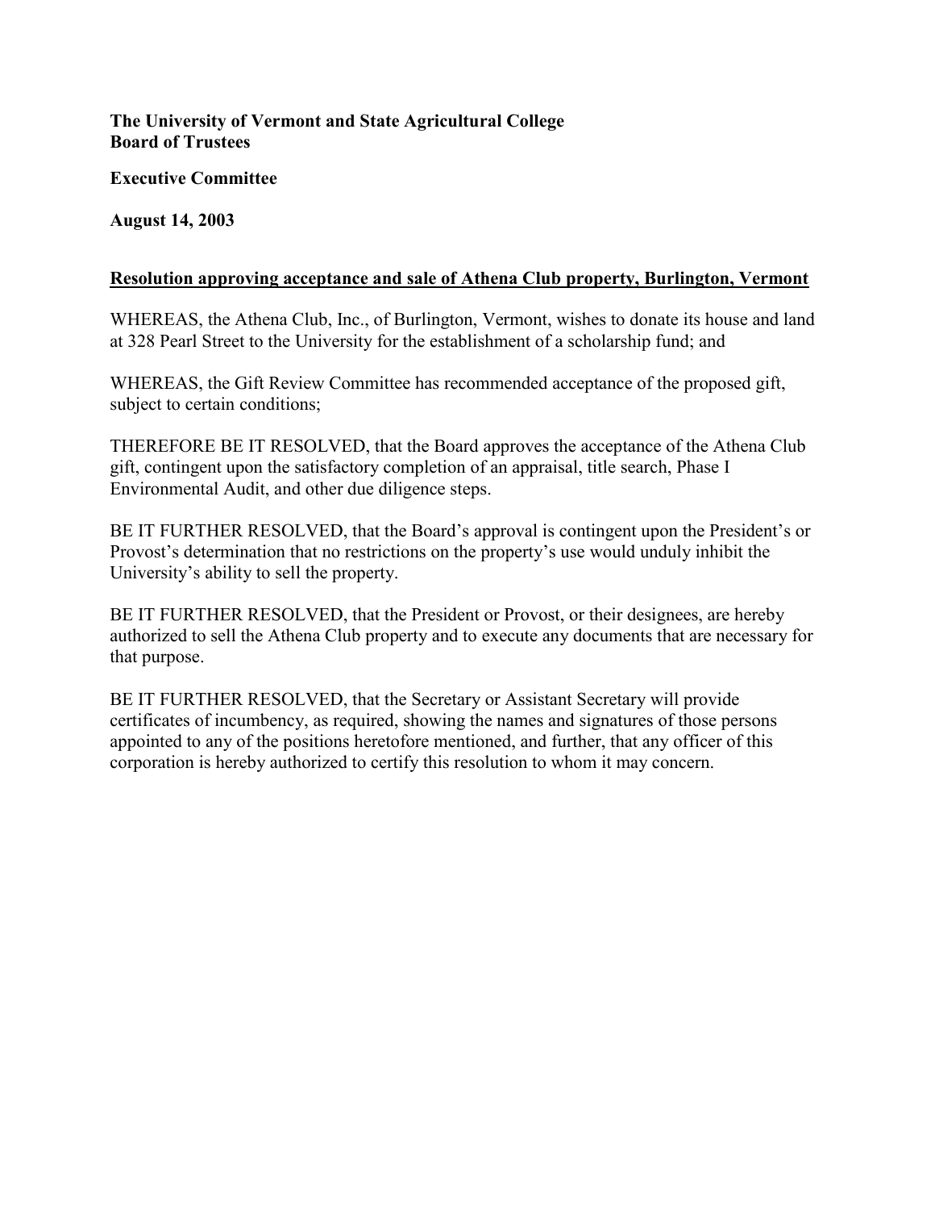**The University of Vermont and State Agricultural College**
**Board of Trustees**

**Executive Committee**

**August 14, 2003**

**<u>Resolution approving acceptance and sale of Athena Club property, Burlington, Vermont</u>**

WHEREAS, the Athena Club, Inc., of Burlington, Vermont, wishes to donate its house and land at 328 Pearl Street to the University for the establishment of a scholarship fund; and

WHEREAS, the Gift Review Committee has recommended acceptance of the proposed gift, subject to certain conditions;

THEREFORE BE IT RESOLVED, that the Board approves the acceptance of the Athena Club gift, contingent upon the satisfactory completion of an appraisal, title search, Phase I Environmental Audit, and other due diligence steps.

BE IT FURTHER RESOLVED, that the Board's approval is contingent upon the President's or Provost's determination that no restrictions on the property's use would unduly inhibit the University's ability to sell the property.

BE IT FURTHER RESOLVED, that the President or Provost, or their designees, are hereby authorized to sell the Athena Club property and to execute any documents that are necessary for that purpose.

BE IT FURTHER RESOLVED, that the Secretary or Assistant Secretary will provide certificates of incumbency, as required, showing the names and signatures of those persons appointed to any of the positions heretofore mentioned, and further, that any officer of this corporation is hereby authorized to certify this resolution to whom it may concern.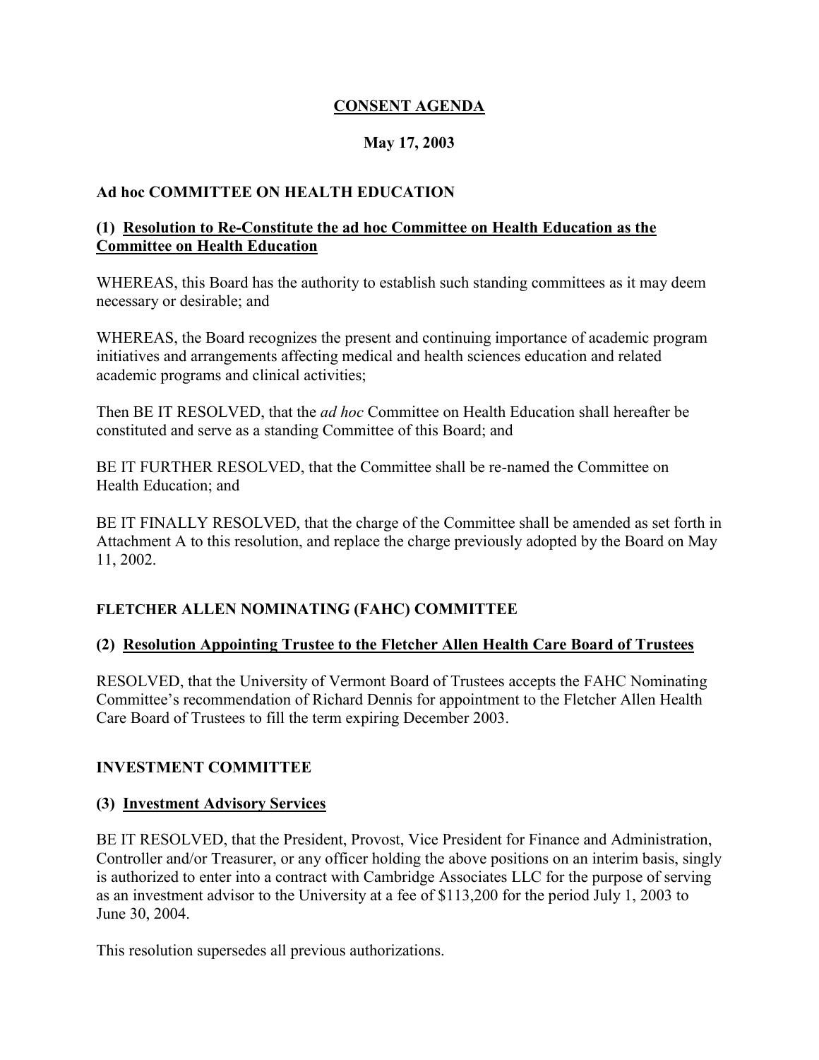# CONSENT AGENDA

## May 17, 2003

### Ad hoc COMMITTEE ON HEALTH EDUCATION

#### (1) Resolution to Re-Constitute the ad hoc Committee on Health Education as the Committee on Health Education

WHEREAS, this Board has the authority to establish such standing committees as it may deem necessary or desirable; and

WHEREAS, the Board recognizes the present and continuing importance of academic program initiatives and arrangements affecting medical and health sciences education and related academic programs and clinical activities;

Then BE IT RESOLVED, that the *ad hoc* Committee on Health Education shall hereafter be constituted and serve as a standing Committee of this Board; and

BE IT FURTHER RESOLVED, that the Committee shall be re-named the Committee on Health Education; and

BE IT FINALLY RESOLVED, that the charge of the Committee shall be amended as set forth in Attachment A to this resolution, and replace the charge previously adopted by the Board on May 11, 2002.

### FLETCHER ALLEN NOMINATING (FAHC) COMMITTEE

#### (2) Resolution Appointing Trustee to the Fletcher Allen Health Care Board of Trustees

RESOLVED, that the University of Vermont Board of Trustees accepts the FAHC Nominating Committee's recommendation of Richard Dennis for appointment to the Fletcher Allen Health Care Board of Trustees to fill the term expiring December 2003.

### INVESTMENT COMMITTEE

#### (3) Investment Advisory Services

BE IT RESOLVED, that the President, Provost, Vice President for Finance and Administration, Controller and/or Treasurer, or any officer holding the above positions on an interim basis, singly is authorized to enter into a contract with Cambridge Associates LLC for the purpose of serving as an investment advisor to the University at a fee of $113,200 for the period July 1, 2003 to June 30, 2004.

This resolution supersedes all previous authorizations.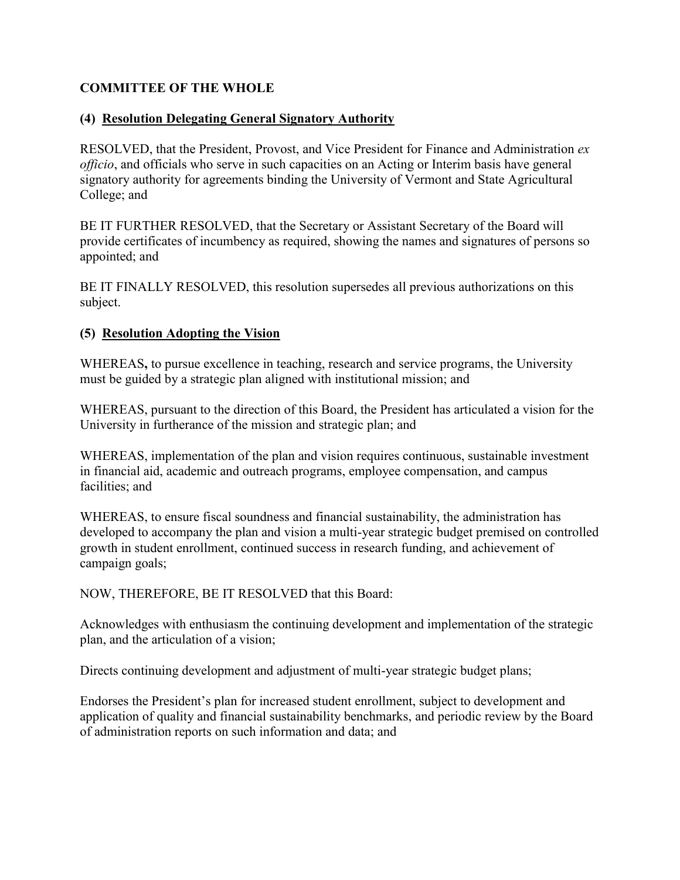**COMMITTEE OF THE WHOLE**

**(4) Resolution Delegating General Signatory Authority**

RESOLVED, that the President, Provost, and Vice President for Finance and Administration *ex officio*, and officials who serve in such capacities on an Acting or Interim basis have general signatory authority for agreements binding the University of Vermont and State Agricultural College; and

BE IT FURTHER RESOLVED, that the Secretary or Assistant Secretary of the Board will provide certificates of incumbency as required, showing the names and signatures of persons so appointed; and

BE IT FINALLY RESOLVED, this resolution supersedes all previous authorizations on this subject.

**(5) Resolution Adopting the Vision**

WHEREAS**,** to pursue excellence in teaching, research and service programs, the University must be guided by a strategic plan aligned with institutional mission; and

WHEREAS, pursuant to the direction of this Board, the President has articulated a vision for the University in furtherance of the mission and strategic plan; and

WHEREAS, implementation of the plan and vision requires continuous, sustainable investment in financial aid, academic and outreach programs, employee compensation, and campus facilities; and

WHEREAS, to ensure fiscal soundness and financial sustainability, the administration has developed to accompany the plan and vision a multi-year strategic budget premised on controlled growth in student enrollment, continued success in research funding, and achievement of campaign goals;

NOW, THEREFORE, BE IT RESOLVED that this Board:

Acknowledges with enthusiasm the continuing development and implementation of the strategic plan, and the articulation of a vision;

Directs continuing development and adjustment of multi-year strategic budget plans;

Endorses the President's plan for increased student enrollment, subject to development and application of quality and financial sustainability benchmarks, and periodic review by the Board of administration reports on such information and data; and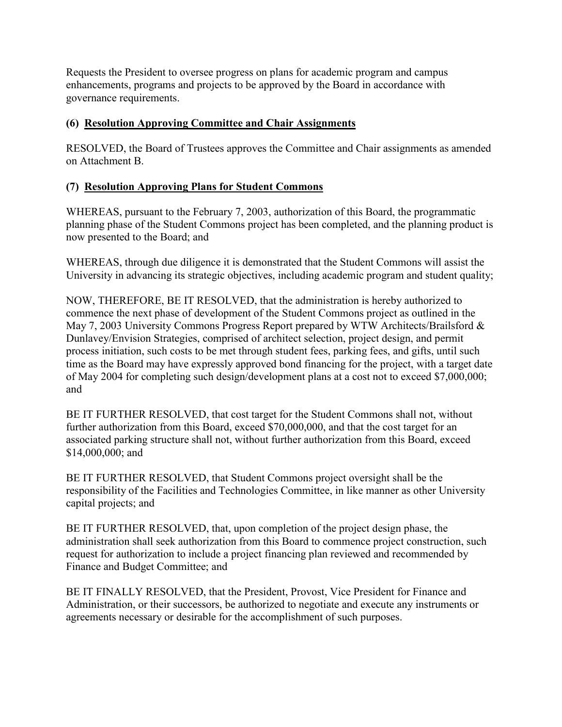Requests the President to oversee progress on plans for academic program and campus enhancements, programs and projects to be approved by the Board in accordance with governance requirements.

### (6) <u>Resolution Approving Committee and Chair Assignments</u>

RESOLVED, the Board of Trustees approves the Committee and Chair assignments as amended on Attachment B.

### (7) <u>Resolution Approving Plans for Student Commons</u>

WHEREAS, pursuant to the February 7, 2003, authorization of this Board, the programmatic planning phase of the Student Commons project has been completed, and the planning product is now presented to the Board; and

WHEREAS, through due diligence it is demonstrated that the Student Commons will assist the University in advancing its strategic objectives, including academic program and student quality;

NOW, THEREFORE, BE IT RESOLVED, that the administration is hereby authorized to commence the next phase of development of the Student Commons project as outlined in the May 7, 2003 University Commons Progress Report prepared by WTW Architects/Brailsford & Dunlavey/Envision Strategies, comprised of architect selection, project design, and permit process initiation, such costs to be met through student fees, parking fees, and gifts, until such time as the Board may have expressly approved bond financing for the project, with a target date of May 2004 for completing such design/development plans at a cost not to exceed $7,000,000; and

BE IT FURTHER RESOLVED, that cost target for the Student Commons shall not, without further authorization from this Board, exceed $70,000,000, and that the cost target for an associated parking structure shall not, without further authorization from this Board, exceed $14,000,000; and

BE IT FURTHER RESOLVED, that Student Commons project oversight shall be the responsibility of the Facilities and Technologies Committee, in like manner as other University capital projects; and

BE IT FURTHER RESOLVED, that, upon completion of the project design phase, the administration shall seek authorization from this Board to commence project construction, such request for authorization to include a project financing plan reviewed and recommended by Finance and Budget Committee; and

BE IT FINALLY RESOLVED, that the President, Provost, Vice President for Finance and Administration, or their successors, be authorized to negotiate and execute any instruments or agreements necessary or desirable for the accomplishment of such purposes.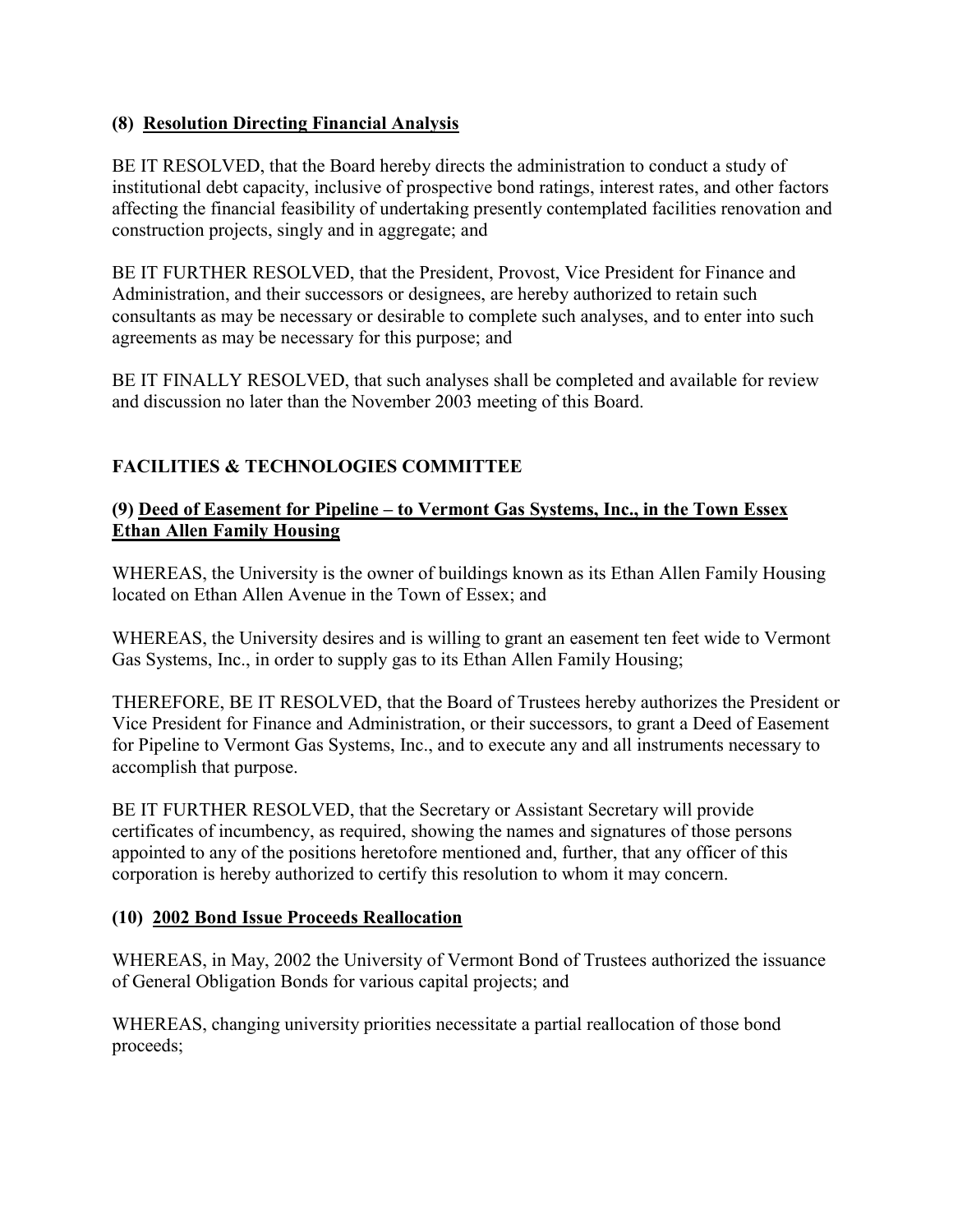**(8) <u>Resolution Directing Financial Analysis</u>**

BE IT RESOLVED, that the Board hereby directs the administration to conduct a study of institutional debt capacity, inclusive of prospective bond ratings, interest rates, and other factors affecting the financial feasibility of undertaking presently contemplated facilities renovation and construction projects, singly and in aggregate; and

BE IT FURTHER RESOLVED, that the President, Provost, Vice President for Finance and Administration, and their successors or designees, are hereby authorized to retain such consultants as may be necessary or desirable to complete such analyses, and to enter into such agreements as may be necessary for this purpose; and

BE IT FINALLY RESOLVED, that such analyses shall be completed and available for review and discussion no later than the November 2003 meeting of this Board.

**FACILITIES & TECHNOLOGIES COMMITTEE**

**(9) <u>Deed of Easement for Pipeline – to Vermont Gas Systems, Inc., in the Town Essex Ethan Allen Family Housing</u>**

WHEREAS, the University is the owner of buildings known as its Ethan Allen Family Housing located on Ethan Allen Avenue in the Town of Essex; and

WHEREAS, the University desires and is willing to grant an easement ten feet wide to Vermont Gas Systems, Inc., in order to supply gas to its Ethan Allen Family Housing;

THEREFORE, BE IT RESOLVED, that the Board of Trustees hereby authorizes the President or Vice President for Finance and Administration, or their successors, to grant a Deed of Easement for Pipeline to Vermont Gas Systems, Inc., and to execute any and all instruments necessary to accomplish that purpose.

BE IT FURTHER RESOLVED, that the Secretary or Assistant Secretary will provide certificates of incumbency, as required, showing the names and signatures of those persons appointed to any of the positions heretofore mentioned and, further, that any officer of this corporation is hereby authorized to certify this resolution to whom it may concern.

**(10) <u>2002 Bond Issue Proceeds Reallocation</u>**

WHEREAS, in May, 2002 the University of Vermont Bond of Trustees authorized the issuance of General Obligation Bonds for various capital projects; and

WHEREAS, changing university priorities necessitate a partial reallocation of those bond proceeds;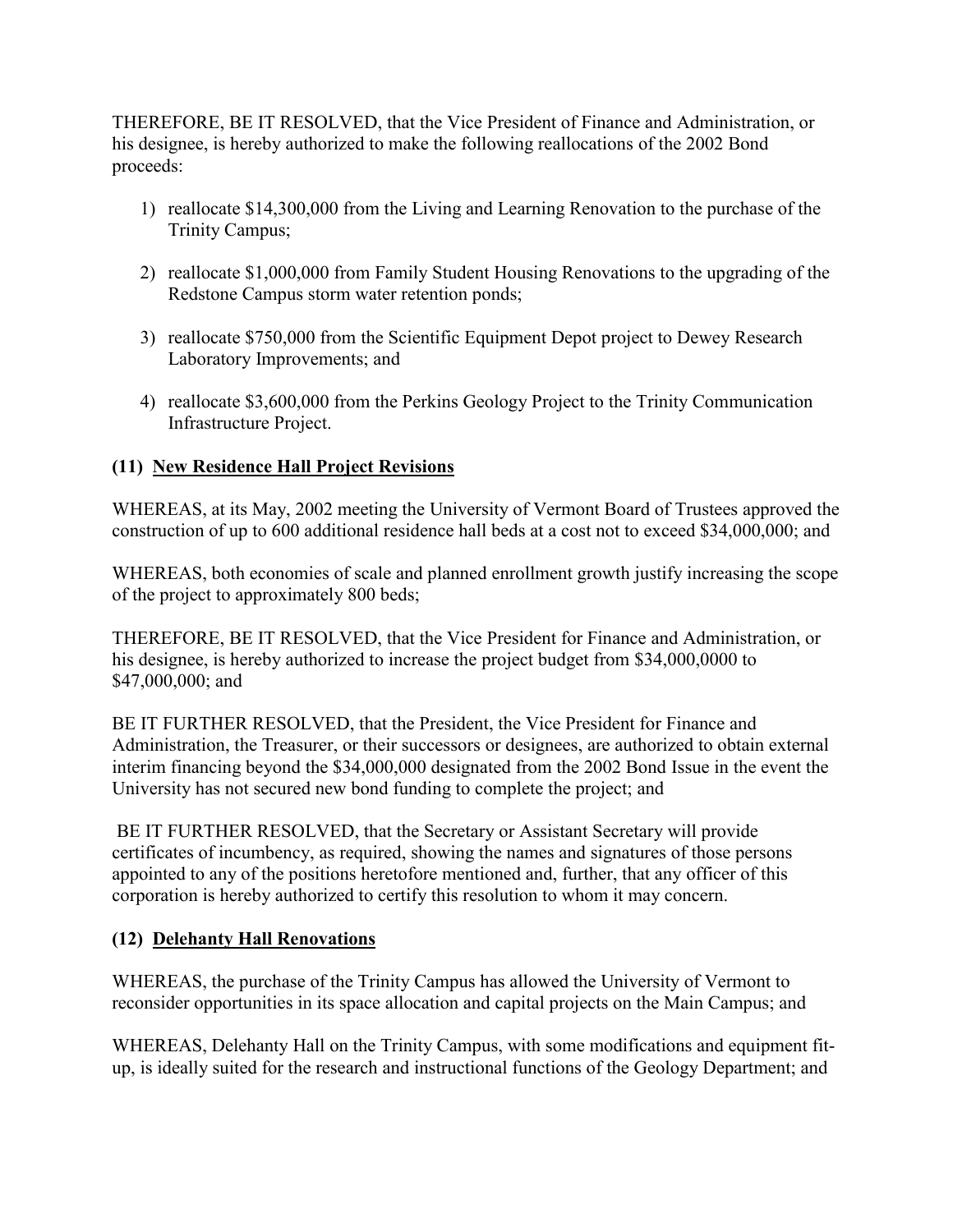THEREFORE, BE IT RESOLVED, that the Vice President of Finance and Administration, or his designee, is hereby authorized to make the following reallocations of the 2002 Bond proceeds:

1) reallocate $14,300,000 from the Living and Learning Renovation to the purchase of the Trinity Campus;

2) reallocate $1,000,000 from Family Student Housing Renovations to the upgrading of the Redstone Campus storm water retention ponds;

3) reallocate $750,000 from the Scientific Equipment Depot project to Dewey Research Laboratory Improvements; and

4) reallocate $3,600,000 from the Perkins Geology Project to the Trinity Communication Infrastructure Project.

**(11) <u>New Residence Hall Project Revisions</u>**

WHEREAS, at its May, 2002 meeting the University of Vermont Board of Trustees approved the construction of up to 600 additional residence hall beds at a cost not to exceed $34,000,000; and

WHEREAS, both economies of scale and planned enrollment growth justify increasing the scope of the project to approximately 800 beds;

THEREFORE, BE IT RESOLVED, that the Vice President for Finance and Administration, or his designee, is hereby authorized to increase the project budget from $34,000,0000 to $47,000,000; and

BE IT FURTHER RESOLVED, that the President, the Vice President for Finance and Administration, the Treasurer, or their successors or designees, are authorized to obtain external interim financing beyond the $34,000,000 designated from the 2002 Bond Issue in the event the University has not secured new bond funding to complete the project; and

BE IT FURTHER RESOLVED, that the Secretary or Assistant Secretary will provide certificates of incumbency, as required, showing the names and signatures of those persons appointed to any of the positions heretofore mentioned and, further, that any officer of this corporation is hereby authorized to certify this resolution to whom it may concern.

**(12) <u>Delehanty Hall Renovations</u>**

WHEREAS, the purchase of the Trinity Campus has allowed the University of Vermont to reconsider opportunities in its space allocation and capital projects on the Main Campus; and

WHEREAS, Delehanty Hall on the Trinity Campus, with some modifications and equipment fit-up, is ideally suited for the research and instructional functions of the Geology Department; and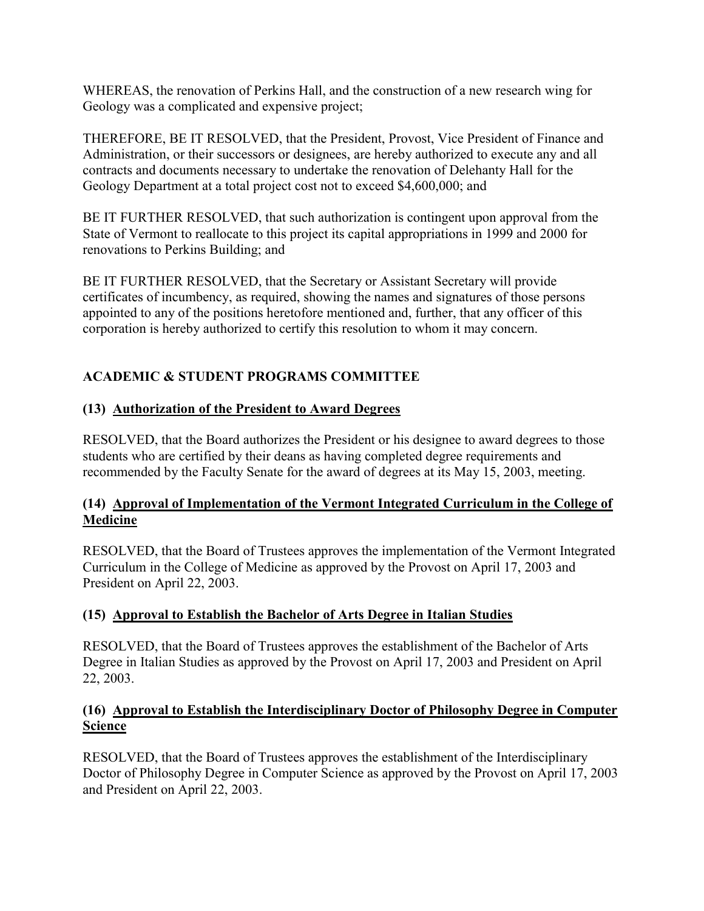WHEREAS, the renovation of Perkins Hall, and the construction of a new research wing for Geology was a complicated and expensive project;

THEREFORE, BE IT RESOLVED, that the President, Provost, Vice President of Finance and Administration, or their successors or designees, are hereby authorized to execute any and all contracts and documents necessary to undertake the renovation of Delehanty Hall for the Geology Department at a total project cost not to exceed $4,600,000; and

BE IT FURTHER RESOLVED, that such authorization is contingent upon approval from the State of Vermont to reallocate to this project its capital appropriations in 1999 and 2000 for renovations to Perkins Building; and

BE IT FURTHER RESOLVED, that the Secretary or Assistant Secretary will provide certificates of incumbency, as required, showing the names and signatures of those persons appointed to any of the positions heretofore mentioned and, further, that any officer of this corporation is hereby authorized to certify this resolution to whom it may concern.

## ACADEMIC & STUDENT PROGRAMS COMMITTEE

### (13) Authorization of the President to Award Degrees

RESOLVED, that the Board authorizes the President or his designee to award degrees to those students who are certified by their deans as having completed degree requirements and recommended by the Faculty Senate for the award of degrees at its May 15, 2003, meeting.

### (14) Approval of Implementation of the Vermont Integrated Curriculum in the College of Medicine

RESOLVED, that the Board of Trustees approves the implementation of the Vermont Integrated Curriculum in the College of Medicine as approved by the Provost on April 17, 2003 and President on April 22, 2003.

### (15) Approval to Establish the Bachelor of Arts Degree in Italian Studies

RESOLVED, that the Board of Trustees approves the establishment of the Bachelor of Arts Degree in Italian Studies as approved by the Provost on April 17, 2003 and President on April 22, 2003.

### (16) Approval to Establish the Interdisciplinary Doctor of Philosophy Degree in Computer Science

RESOLVED, that the Board of Trustees approves the establishment of the Interdisciplinary Doctor of Philosophy Degree in Computer Science as approved by the Provost on April 17, 2003 and President on April 22, 2003.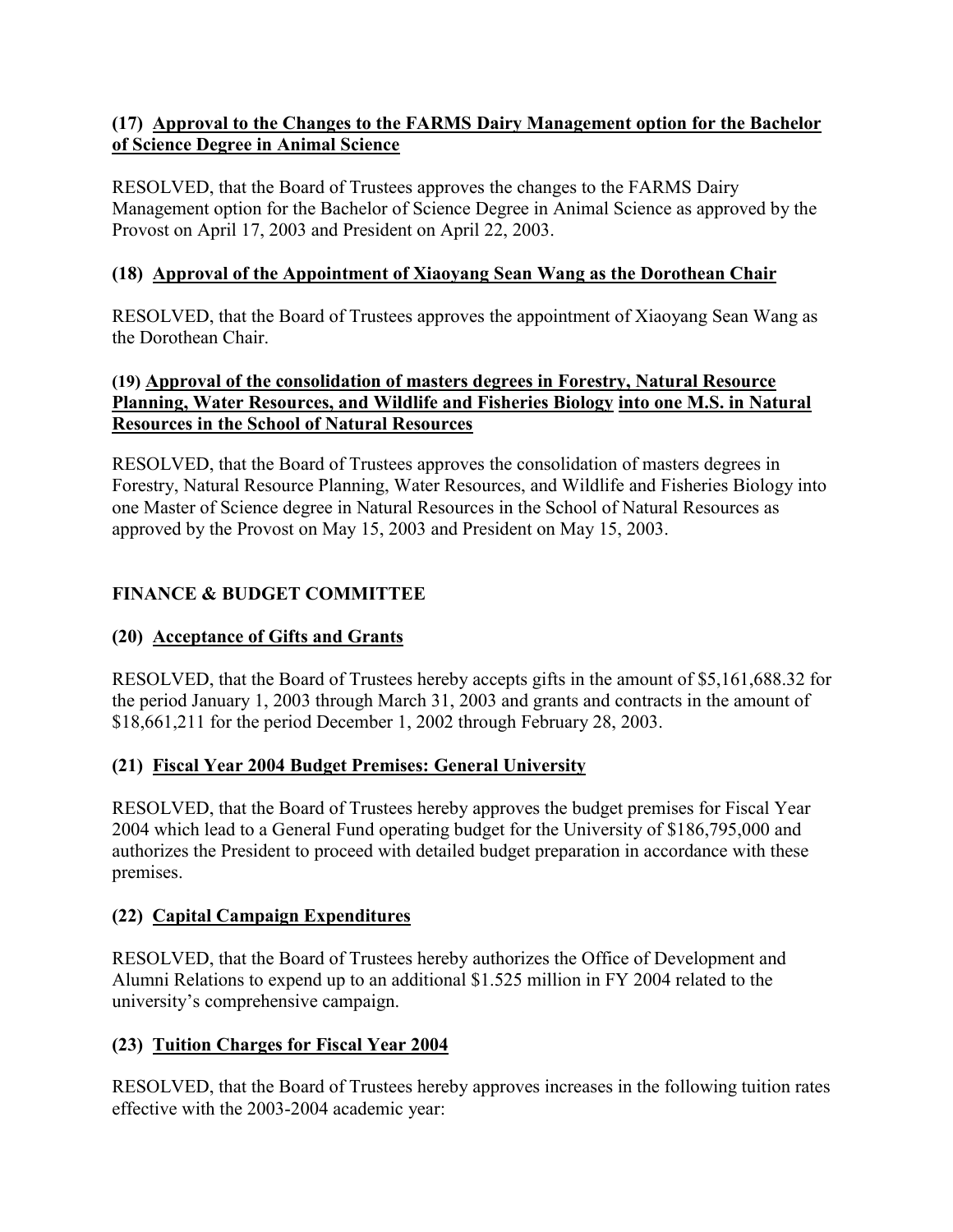**(17) Approval to the Changes to the FARMS Dairy Management option for the Bachelor of Science Degree in Animal Science**

RESOLVED, that the Board of Trustees approves the changes to the FARMS Dairy Management option for the Bachelor of Science Degree in Animal Science as approved by the Provost on April 17, 2003 and President on April 22, 2003.

**(18) Approval of the Appointment of Xiaoyang Sean Wang as the Dorothean Chair**

RESOLVED, that the Board of Trustees approves the appointment of Xiaoyang Sean Wang as the Dorothean Chair.

**(19) Approval of the consolidation of masters degrees in Forestry, Natural Resource Planning, Water Resources, and Wildlife and Fisheries Biology into one M.S. in Natural Resources in the School of Natural Resources**

RESOLVED, that the Board of Trustees approves the consolidation of masters degrees in Forestry, Natural Resource Planning, Water Resources, and Wildlife and Fisheries Biology into one Master of Science degree in Natural Resources in the School of Natural Resources as approved by the Provost on May 15, 2003 and President on May 15, 2003.

## FINANCE & BUDGET COMMITTEE

**(20) Acceptance of Gifts and Grants**

RESOLVED, that the Board of Trustees hereby accepts gifts in the amount of $5,161,688.32 for the period January 1, 2003 through March 31, 2003 and grants and contracts in the amount of $18,661,211 for the period December 1, 2002 through February 28, 2003.

**(21) Fiscal Year 2004 Budget Premises: General University**

RESOLVED, that the Board of Trustees hereby approves the budget premises for Fiscal Year 2004 which lead to a General Fund operating budget for the University of $186,795,000 and authorizes the President to proceed with detailed budget preparation in accordance with these premises.

**(22) Capital Campaign Expenditures**

RESOLVED, that the Board of Trustees hereby authorizes the Office of Development and Alumni Relations to expend up to an additional $1.525 million in FY 2004 related to the university's comprehensive campaign.

**(23) Tuition Charges for Fiscal Year 2004**

RESOLVED, that the Board of Trustees hereby approves increases in the following tuition rates effective with the 2003-2004 academic year: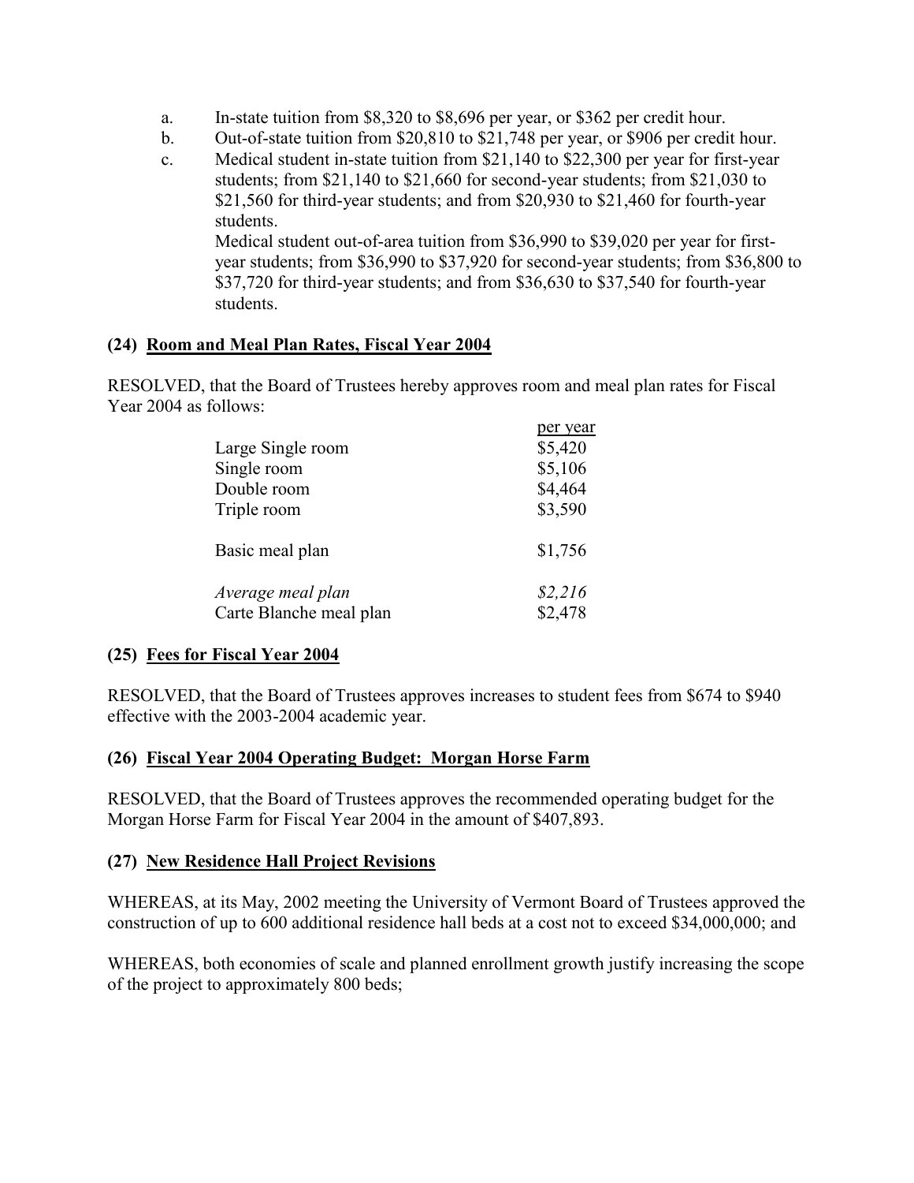a. In-state tuition from $8,320 to $8,696 per year, or $362 per credit hour.

b. Out-of-state tuition from $20,810 to $21,748 per year, or $906 per credit hour.

c. Medical student in-state tuition from $21,140 to $22,300 per year for first-year students; from $21,140 to $21,660 for second-year students; from $21,030 to $21,560 for third-year students; and from $20,930 to $21,460 for fourth-year students.

   Medical student out-of-area tuition from $36,990 to $39,020 per year for first-year students; from $36,990 to $37,920 for second-year students; from $36,800 to $37,720 for third-year students; and from $36,630 to $37,540 for fourth-year students.

**(24) Room and Meal Plan Rates, Fiscal Year 2004**

RESOLVED, that the Board of Trustees hereby approves room and meal plan rates for Fiscal Year 2004 as follows:

| | per year |
|---|---|
| Large Single room | $5,420 |
| Single room | $5,106 |
| Double room | $4,464 |
| Triple room | $3,590 |
| Basic meal plan | $1,756 |
| *Average meal plan* | *$2,216* |
| Carte Blanche meal plan | $2,478 |

**(25) Fees for Fiscal Year 2004**

RESOLVED, that the Board of Trustees approves increases to student fees from $674 to $940 effective with the 2003-2004 academic year.

**(26) Fiscal Year 2004 Operating Budget: Morgan Horse Farm**

RESOLVED, that the Board of Trustees approves the recommended operating budget for the Morgan Horse Farm for Fiscal Year 2004 in the amount of $407,893.

**(27) New Residence Hall Project Revisions**

WHEREAS, at its May, 2002 meeting the University of Vermont Board of Trustees approved the construction of up to 600 additional residence hall beds at a cost not to exceed $34,000,000; and

WHEREAS, both economies of scale and planned enrollment growth justify increasing the scope of the project to approximately 800 beds;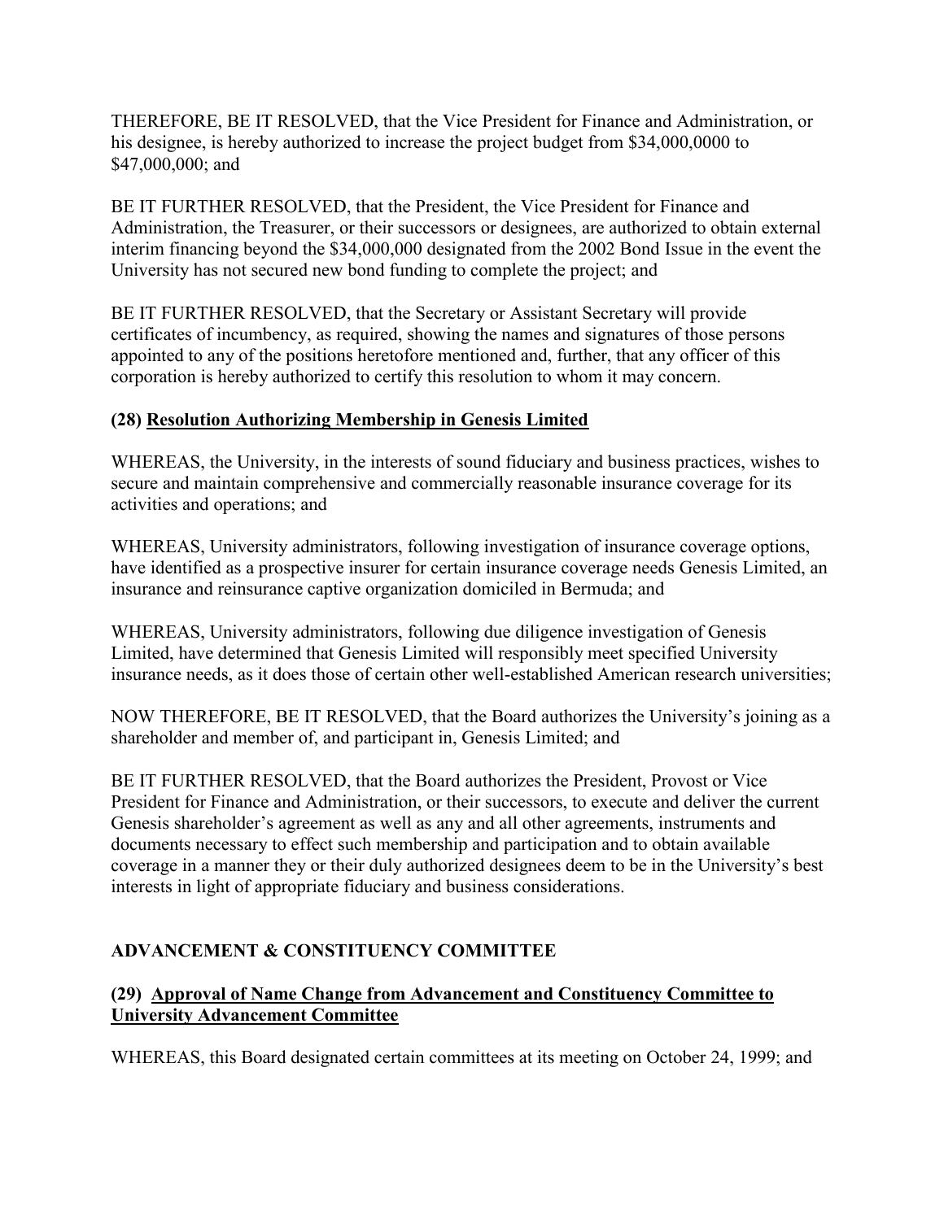THEREFORE, BE IT RESOLVED, that the Vice President for Finance and Administration, or his designee, is hereby authorized to increase the project budget from $34,000,0000 to $47,000,000; and

BE IT FURTHER RESOLVED, that the President, the Vice President for Finance and Administration, the Treasurer, or their successors or designees, are authorized to obtain external interim financing beyond the $34,000,000 designated from the 2002 Bond Issue in the event the University has not secured new bond funding to complete the project; and

BE IT FURTHER RESOLVED, that the Secretary or Assistant Secretary will provide certificates of incumbency, as required, showing the names and signatures of those persons appointed to any of the positions heretofore mentioned and, further, that any officer of this corporation is hereby authorized to certify this resolution to whom it may concern.

### (28) Resolution Authorizing Membership in Genesis Limited

WHEREAS, the University, in the interests of sound fiduciary and business practices, wishes to secure and maintain comprehensive and commercially reasonable insurance coverage for its activities and operations; and

WHEREAS, University administrators, following investigation of insurance coverage options, have identified as a prospective insurer for certain insurance coverage needs Genesis Limited, an insurance and reinsurance captive organization domiciled in Bermuda; and

WHEREAS, University administrators, following due diligence investigation of Genesis Limited, have determined that Genesis Limited will responsibly meet specified University insurance needs, as it does those of certain other well-established American research universities;

NOW THEREFORE, BE IT RESOLVED, that the Board authorizes the University's joining as a shareholder and member of, and participant in, Genesis Limited; and

BE IT FURTHER RESOLVED, that the Board authorizes the President, Provost or Vice President for Finance and Administration, or their successors, to execute and deliver the current Genesis shareholder's agreement as well as any and all other agreements, instruments and documents necessary to effect such membership and participation and to obtain available coverage in a manner they or their duly authorized designees deem to be in the University's best interests in light of appropriate fiduciary and business considerations.

## ADVANCEMENT & CONSTITUENCY COMMITTEE

### (29) Approval of Name Change from Advancement and Constituency Committee to University Advancement Committee

WHEREAS, this Board designated certain committees at its meeting on October 24, 1999; and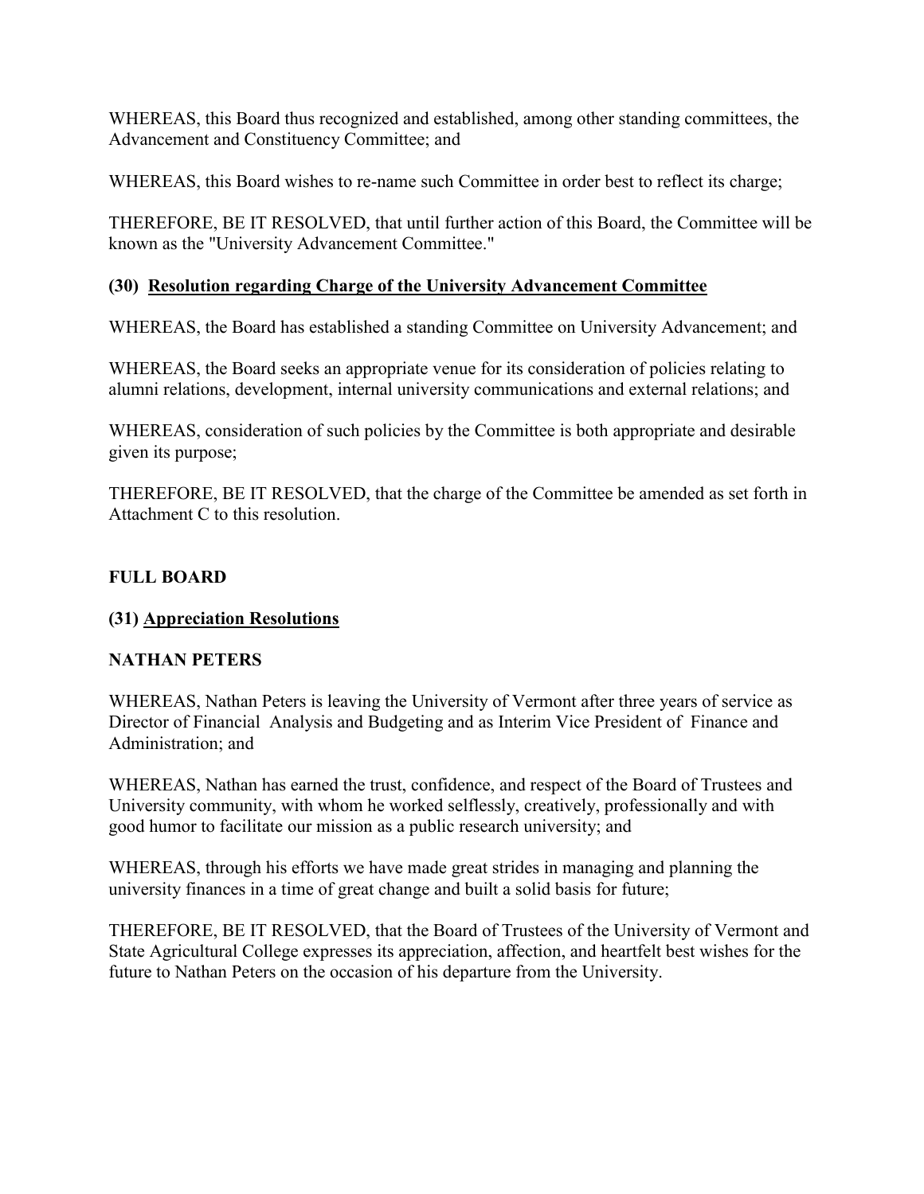WHEREAS, this Board thus recognized and established, among other standing committees, the Advancement and Constituency Committee; and

WHEREAS, this Board wishes to re-name such Committee in order best to reflect its charge;

THEREFORE, BE IT RESOLVED, that until further action of this Board, the Committee will be known as the "University Advancement Committee."

**(30) <u>Resolution regarding Charge of the University Advancement Committee</u>**

WHEREAS, the Board has established a standing Committee on University Advancement; and

WHEREAS, the Board seeks an appropriate venue for its consideration of policies relating to alumni relations, development, internal university communications and external relations; and

WHEREAS, consideration of such policies by the Committee is both appropriate and desirable given its purpose;

THEREFORE, BE IT RESOLVED, that the charge of the Committee be amended as set forth in Attachment C to this resolution.

**FULL BOARD**

**(31) <u>Appreciation Resolutions</u>**

**NATHAN PETERS**

WHEREAS, Nathan Peters is leaving the University of Vermont after three years of service as Director of Financial Analysis and Budgeting and as Interim Vice President of Finance and Administration; and

WHEREAS, Nathan has earned the trust, confidence, and respect of the Board of Trustees and University community, with whom he worked selflessly, creatively, professionally and with good humor to facilitate our mission as a public research university; and

WHEREAS, through his efforts we have made great strides in managing and planning the university finances in a time of great change and built a solid basis for future;

THEREFORE, BE IT RESOLVED, that the Board of Trustees of the University of Vermont and State Agricultural College expresses its appreciation, affection, and heartfelt best wishes for the future to Nathan Peters on the occasion of his departure from the University.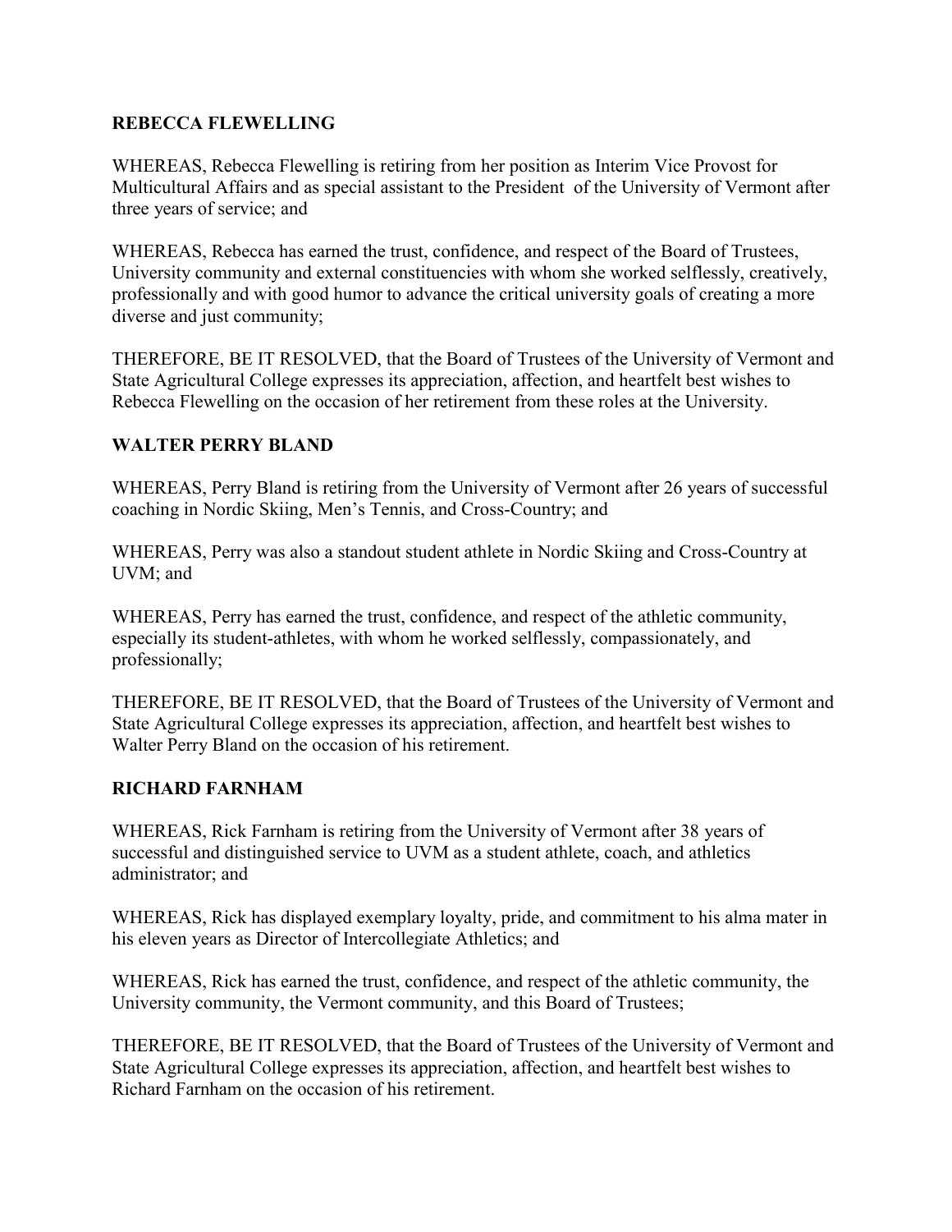**REBECCA FLEWELLING**

WHEREAS, Rebecca Flewelling is retiring from her position as Interim Vice Provost for Multicultural Affairs and as special assistant to the President of the University of Vermont after three years of service; and

WHEREAS, Rebecca has earned the trust, confidence, and respect of the Board of Trustees, University community and external constituencies with whom she worked selflessly, creatively, professionally and with good humor to advance the critical university goals of creating a more diverse and just community;

THEREFORE, BE IT RESOLVED, that the Board of Trustees of the University of Vermont and State Agricultural College expresses its appreciation, affection, and heartfelt best wishes to Rebecca Flewelling on the occasion of her retirement from these roles at the University.

**WALTER PERRY BLAND**

WHEREAS, Perry Bland is retiring from the University of Vermont after 26 years of successful coaching in Nordic Skiing, Men's Tennis, and Cross-Country; and

WHEREAS, Perry was also a standout student athlete in Nordic Skiing and Cross-Country at UVM; and

WHEREAS, Perry has earned the trust, confidence, and respect of the athletic community, especially its student-athletes, with whom he worked selflessly, compassionately, and professionally;

THEREFORE, BE IT RESOLVED, that the Board of Trustees of the University of Vermont and State Agricultural College expresses its appreciation, affection, and heartfelt best wishes to Walter Perry Bland on the occasion of his retirement.

**RICHARD FARNHAM**

WHEREAS, Rick Farnham is retiring from the University of Vermont after 38 years of successful and distinguished service to UVM as a student athlete, coach, and athletics administrator; and

WHEREAS, Rick has displayed exemplary loyalty, pride, and commitment to his alma mater in his eleven years as Director of Intercollegiate Athletics; and

WHEREAS, Rick has earned the trust, confidence, and respect of the athletic community, the University community, the Vermont community, and this Board of Trustees;

THEREFORE, BE IT RESOLVED, that the Board of Trustees of the University of Vermont and State Agricultural College expresses its appreciation, affection, and heartfelt best wishes to Richard Farnham on the occasion of his retirement.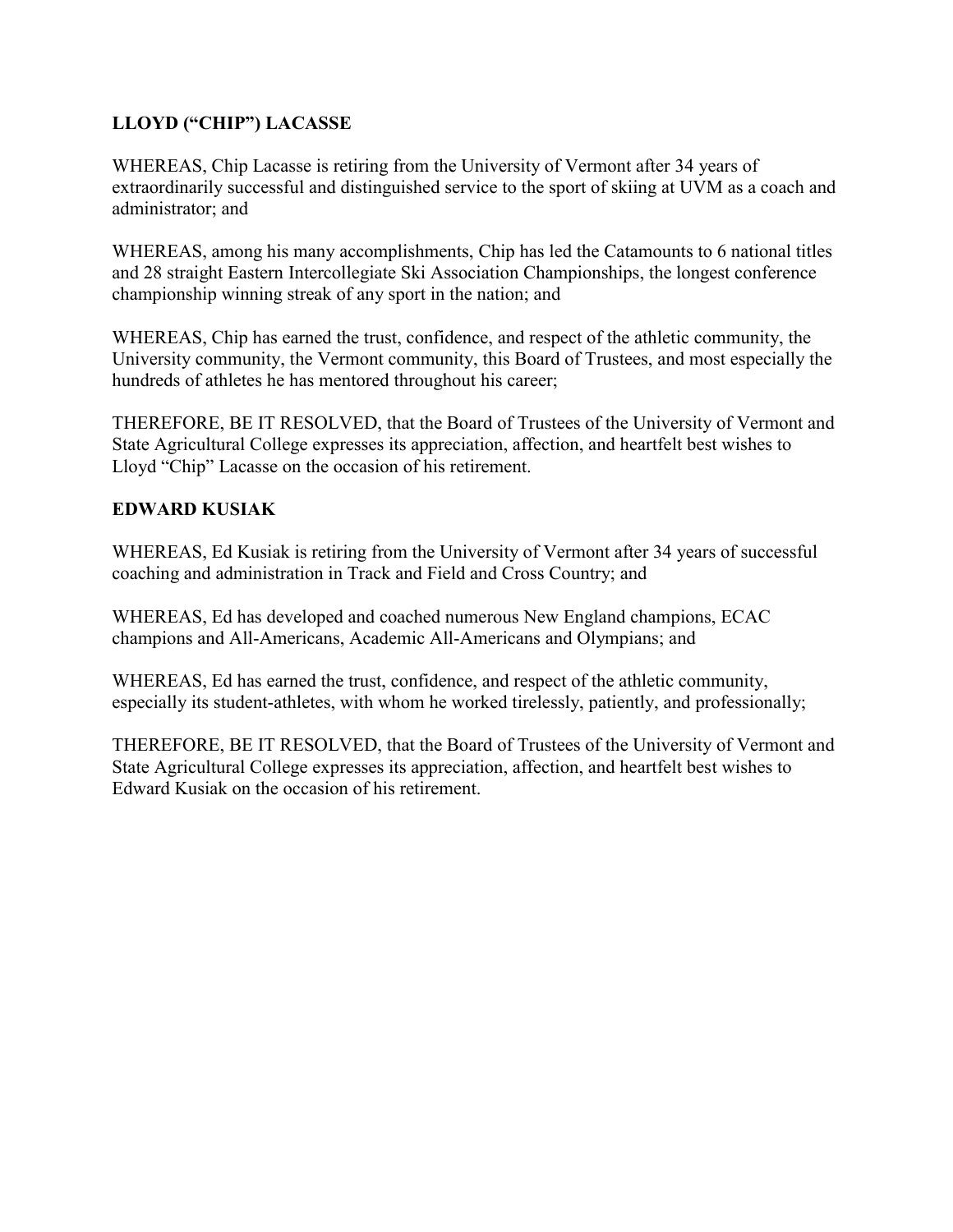**LLOYD ("CHIP") LACASSE**

WHEREAS, Chip Lacasse is retiring from the University of Vermont after 34 years of extraordinarily successful and distinguished service to the sport of skiing at UVM as a coach and administrator; and

WHEREAS, among his many accomplishments, Chip has led the Catamounts to 6 national titles and 28 straight Eastern Intercollegiate Ski Association Championships, the longest conference championship winning streak of any sport in the nation; and

WHEREAS, Chip has earned the trust, confidence, and respect of the athletic community, the University community, the Vermont community, this Board of Trustees, and most especially the hundreds of athletes he has mentored throughout his career;

THEREFORE, BE IT RESOLVED, that the Board of Trustees of the University of Vermont and State Agricultural College expresses its appreciation, affection, and heartfelt best wishes to Lloyd "Chip" Lacasse on the occasion of his retirement.

**EDWARD KUSIAK**

WHEREAS, Ed Kusiak is retiring from the University of Vermont after 34 years of successful coaching and administration in Track and Field and Cross Country; and

WHEREAS, Ed has developed and coached numerous New England champions, ECAC champions and All-Americans, Academic All-Americans and Olympians; and

WHEREAS, Ed has earned the trust, confidence, and respect of the athletic community, especially its student-athletes, with whom he worked tirelessly, patiently, and professionally;

THEREFORE, BE IT RESOLVED, that the Board of Trustees of the University of Vermont and State Agricultural College expresses its appreciation, affection, and heartfelt best wishes to Edward Kusiak on the occasion of his retirement.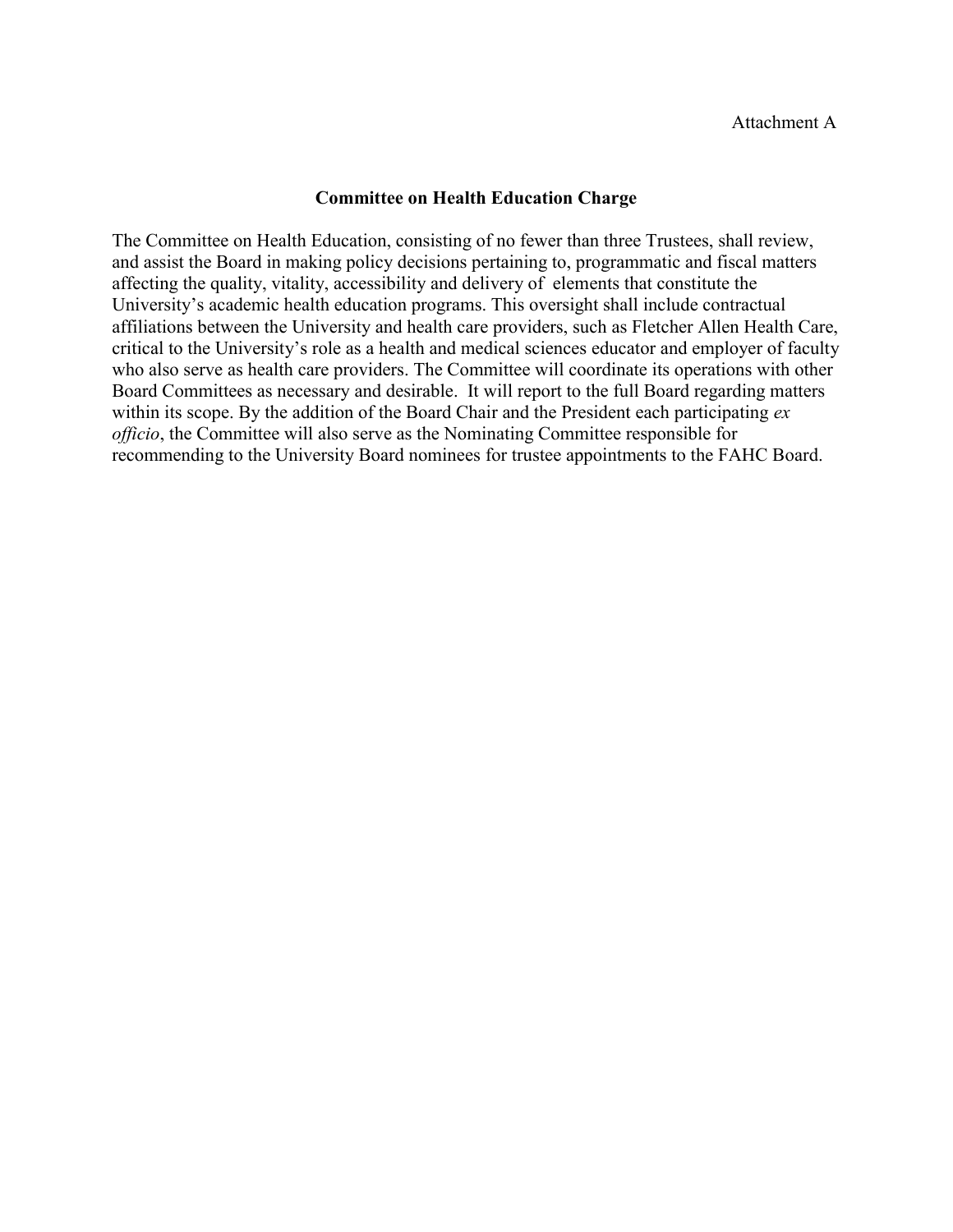Attachment A

## Committee on Health Education Charge

The Committee on Health Education, consisting of no fewer than three Trustees, shall review, and assist the Board in making policy decisions pertaining to, programmatic and fiscal matters affecting the quality, vitality, accessibility and delivery of elements that constitute the University's academic health education programs. This oversight shall include contractual affiliations between the University and health care providers, such as Fletcher Allen Health Care, critical to the University's role as a health and medical sciences educator and employer of faculty who also serve as health care providers. The Committee will coordinate its operations with other Board Committees as necessary and desirable. It will report to the full Board regarding matters within its scope. By the addition of the Board Chair and the President each participating *ex officio*, the Committee will also serve as the Nominating Committee responsible for recommending to the University Board nominees for trustee appointments to the FAHC Board.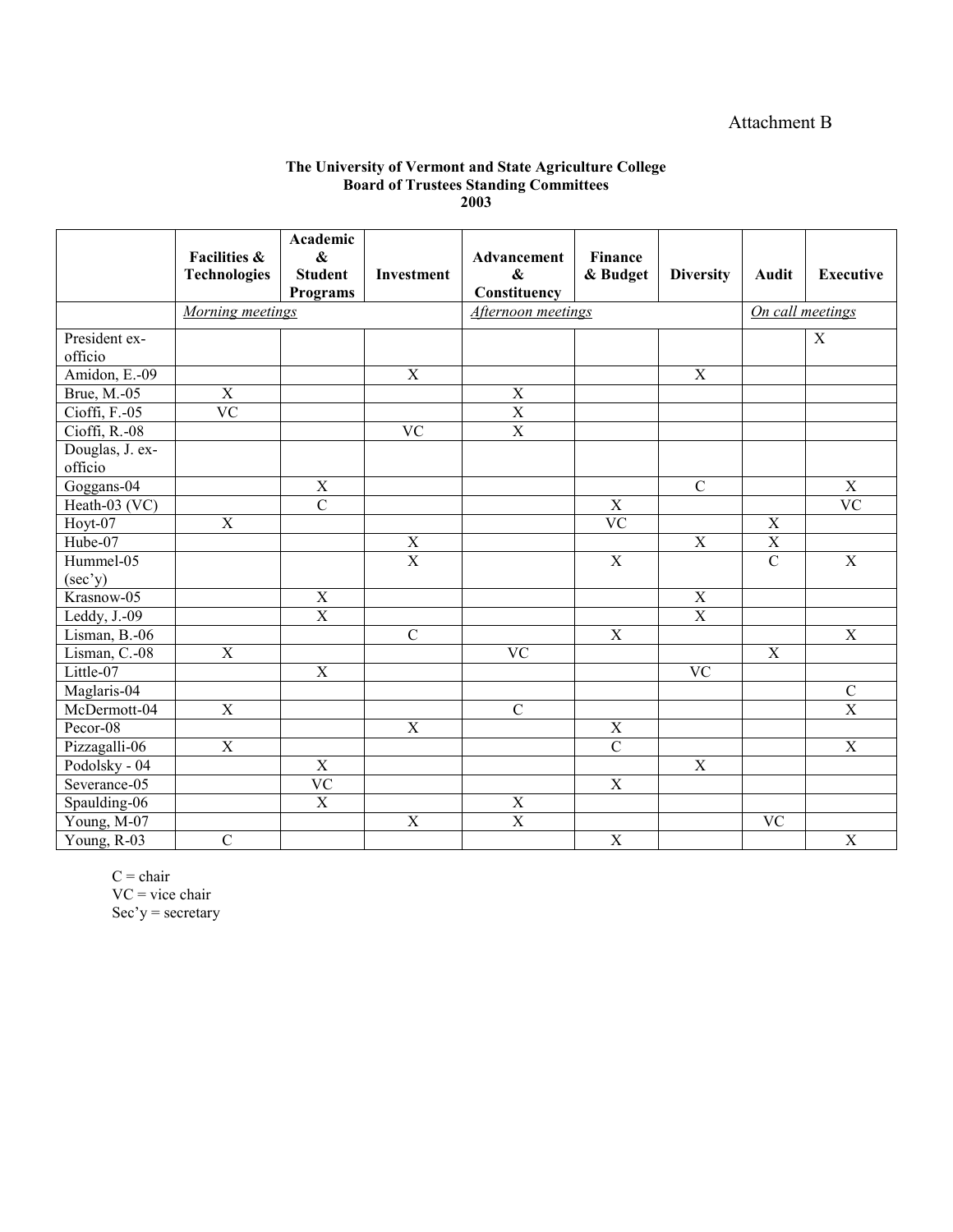Attachment B

**The University of Vermont and State Agriculture College**
**Board of Trustees Standing Committees**
**2003**

| | **Facilities & Technologies** | **Academic & Student Programs** | **Investment** | **Advancement & Constituency** | **Finance & Budget** | **Diversity** | **Audit** | **Executive** |
|---|---|---|---|---|---|---|---|---|
| | *Morning meetings* | | | *Afternoon meetings* | | | *On call meetings* | |
| President ex-officio | | | | | | | | X |
| Amidon, E.-09 | | | X | | | X | | |
| Brue, M.-05 | X | | | X | | | | |
| Cioffi, F.-05 | VC | | | X | | | | |
| Cioffi, R.-08 | | | VC | X | | | | |
| Douglas, J. ex-officio | | | | | | | | |
| Goggans-04 | | X | | | | C | | X |
| Heath-03 (VC) | | C | | | X | | | VC |
| Hoyt-07 | X | | | | VC | | X | |
| Hube-07 | | | X | | | X | X | |
| Hummel-05 (sec'y) | | | X | | X | | C | X |
| Krasnow-05 | | X | | | | X | | |
| Leddy, J.-09 | | X | | | | X | | |
| Lisman, B.-06 | | | C | | X | | | X |
| Lisman, C.-08 | X | | | VC | | | X | |
| Little-07 | | X | | | | VC | | |
| Maglaris-04 | | | | | | | | C |
| McDermott-04 | X | | | C | | | | X |
| Pecor-08 | | | X | | X | | | |
| Pizzagalli-06 | X | | | | C | | | X |
| Podolsky - 04 | | X | | | | X | | |
| Severance-05 | | VC | | | X | | | |
| Spaulding-06 | | X | | X | | | | |
| Young, M-07 | | | X | X | | | VC | |
| Young, R-03 | C | | | | X | | | X |

C = chair
VC = vice chair
Sec'y = secretary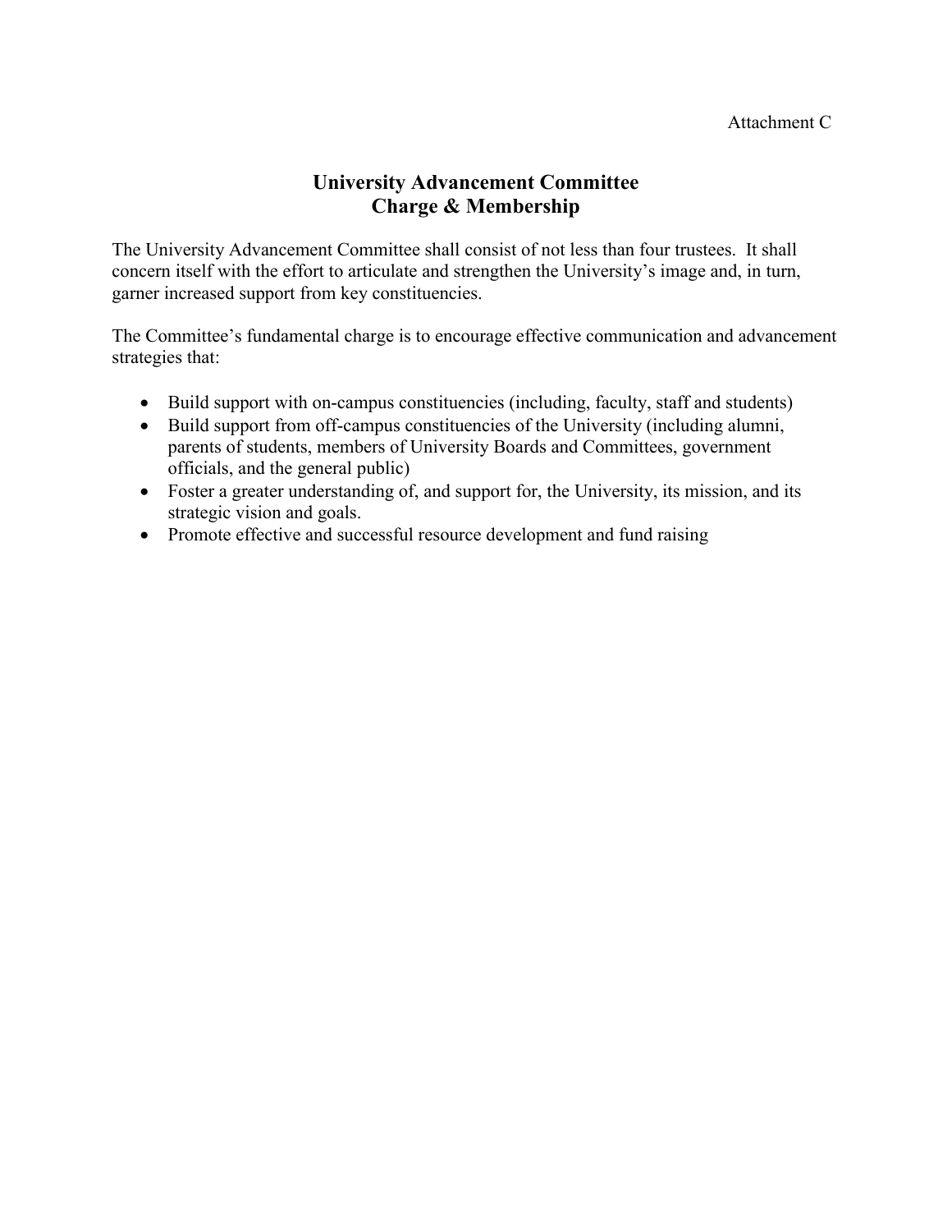Attachment C

# University Advancement Committee
# Charge & Membership

The University Advancement Committee shall consist of not less than four trustees. It shall concern itself with the effort to articulate and strengthen the University's image and, in turn, garner increased support from key constituencies.

The Committee's fundamental charge is to encourage effective communication and advancement strategies that:

- Build support with on-campus constituencies (including, faculty, staff and students)
- Build support from off-campus constituencies of the University (including alumni, parents of students, members of University Boards and Committees, government officials, and the general public)
- Foster a greater understanding of, and support for, the University, its mission, and its strategic vision and goals.
- Promote effective and successful resource development and fund raising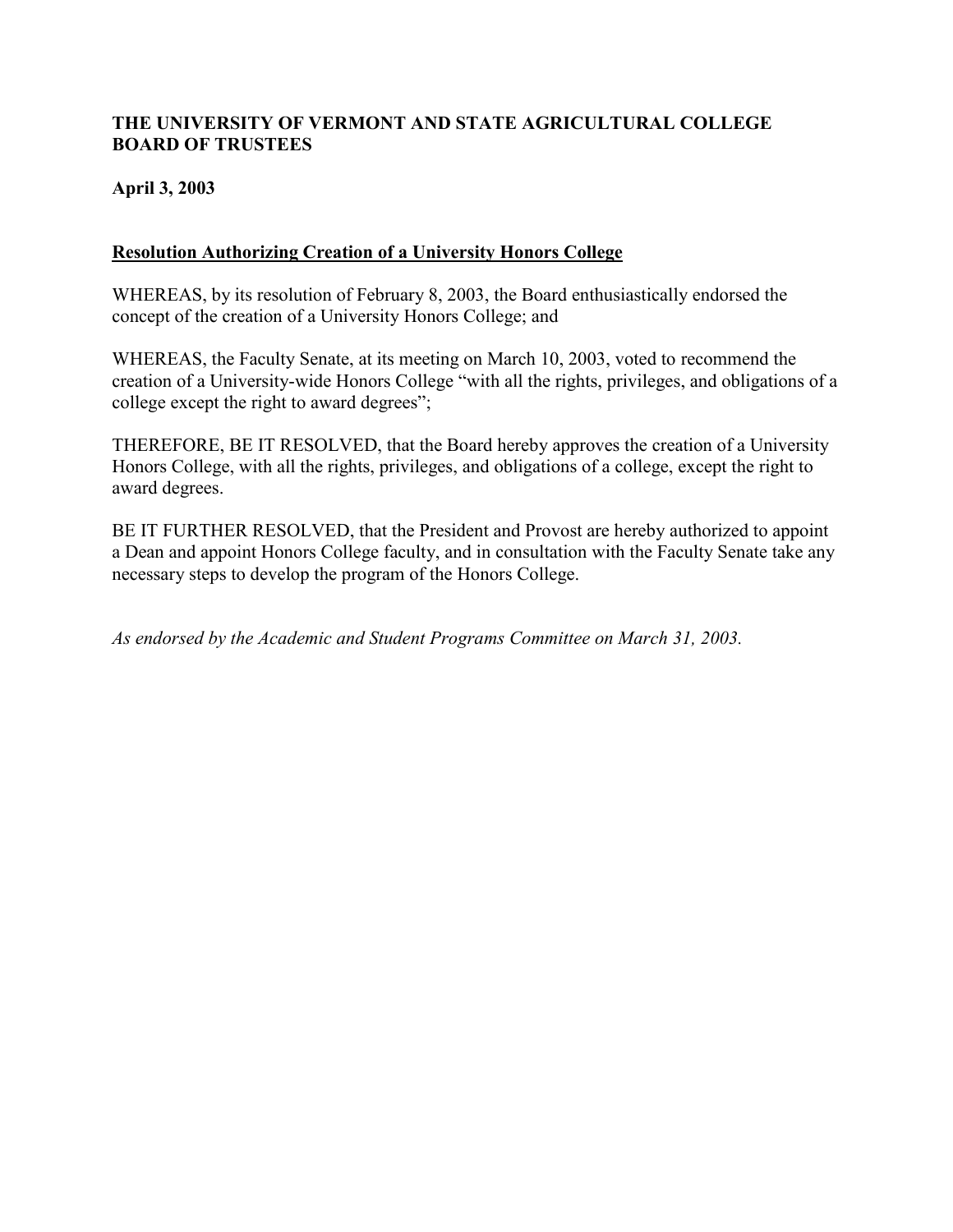**THE UNIVERSITY OF VERMONT AND STATE AGRICULTURAL COLLEGE BOARD OF TRUSTEES**

**April 3, 2003**

**Resolution Authorizing Creation of a University Honors College**

WHEREAS, by its resolution of February 8, 2003, the Board enthusiastically endorsed the concept of the creation of a University Honors College; and

WHEREAS, the Faculty Senate, at its meeting on March 10, 2003, voted to recommend the creation of a University-wide Honors College "with all the rights, privileges, and obligations of a college except the right to award degrees";

THEREFORE, BE IT RESOLVED, that the Board hereby approves the creation of a University Honors College, with all the rights, privileges, and obligations of a college, except the right to award degrees.

BE IT FURTHER RESOLVED, that the President and Provost are hereby authorized to appoint a Dean and appoint Honors College faculty, and in consultation with the Faculty Senate take any necessary steps to develop the program of the Honors College.

*As endorsed by the Academic and Student Programs Committee on March 31, 2003.*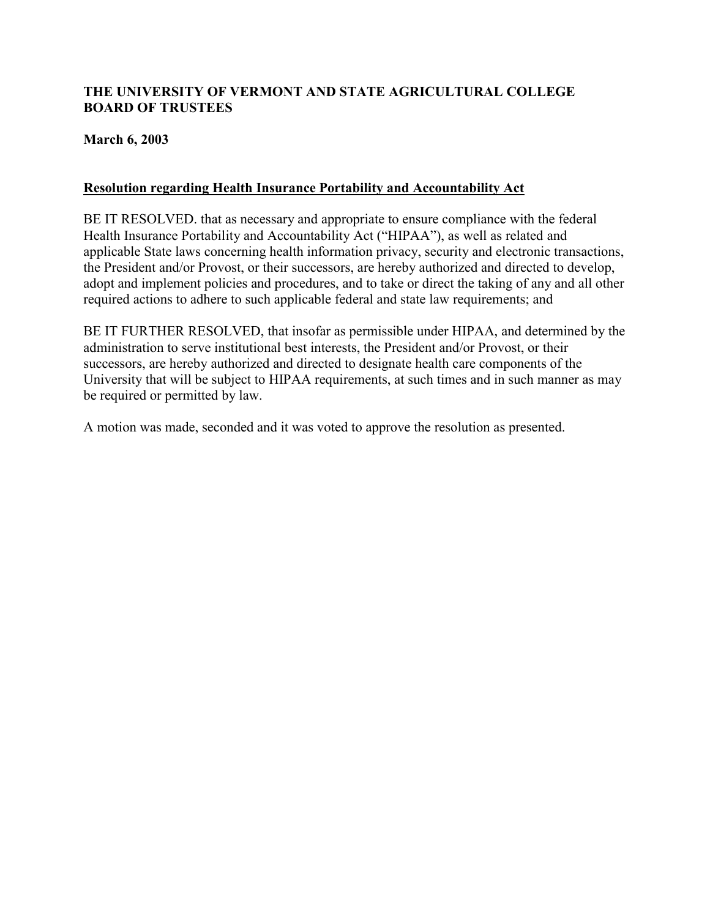**THE UNIVERSITY OF VERMONT AND STATE AGRICULTURAL COLLEGE BOARD OF TRUSTEES**

**March 6, 2003**

**Resolution regarding Health Insurance Portability and Accountability Act**

BE IT RESOLVED. that as necessary and appropriate to ensure compliance with the federal Health Insurance Portability and Accountability Act ("HIPAA"), as well as related and applicable State laws concerning health information privacy, security and electronic transactions, the President and/or Provost, or their successors, are hereby authorized and directed to develop, adopt and implement policies and procedures, and to take or direct the taking of any and all other required actions to adhere to such applicable federal and state law requirements; and

BE IT FURTHER RESOLVED, that insofar as permissible under HIPAA, and determined by the administration to serve institutional best interests, the President and/or Provost, or their successors, are hereby authorized and directed to designate health care components of the University that will be subject to HIPAA requirements, at such times and in such manner as may be required or permitted by law.

A motion was made, seconded and it was voted to approve the resolution as presented.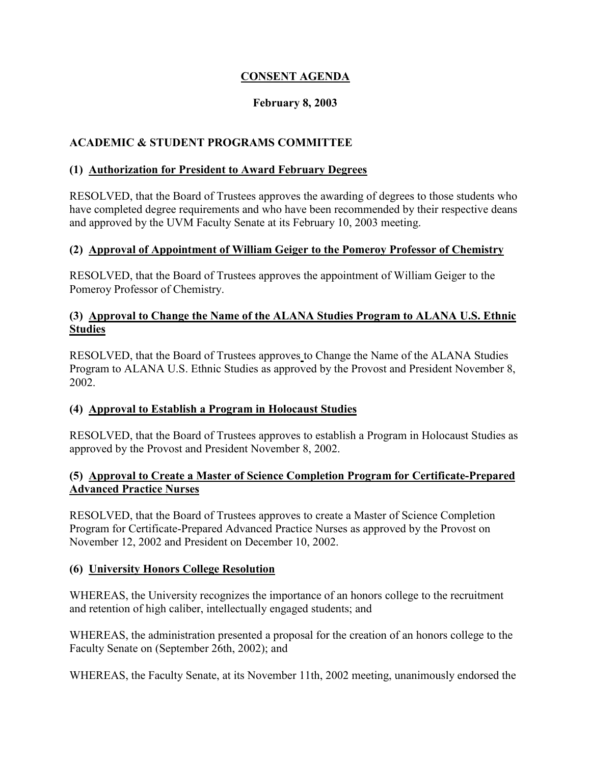# CONSENT AGENDA

## February 8, 2003

## ACADEMIC & STUDENT PROGRAMS COMMITTEE

### (1) Authorization for President to Award February Degrees

RESOLVED, that the Board of Trustees approves the awarding of degrees to those students who have completed degree requirements and who have been recommended by their respective deans and approved by the UVM Faculty Senate at its February 10, 2003 meeting.

### (2) Approval of Appointment of William Geiger to the Pomeroy Professor of Chemistry

RESOLVED, that the Board of Trustees approves the appointment of William Geiger to the Pomeroy Professor of Chemistry.

### (3) Approval to Change the Name of the ALANA Studies Program to ALANA U.S. Ethnic Studies

RESOLVED, that the Board of Trustees approves to Change the Name of the ALANA Studies Program to ALANA U.S. Ethnic Studies as approved by the Provost and President November 8, 2002.

### (4) Approval to Establish a Program in Holocaust Studies

RESOLVED, that the Board of Trustees approves to establish a Program in Holocaust Studies as approved by the Provost and President November 8, 2002.

### (5) Approval to Create a Master of Science Completion Program for Certificate-Prepared Advanced Practice Nurses

RESOLVED, that the Board of Trustees approves to create a Master of Science Completion Program for Certificate-Prepared Advanced Practice Nurses as approved by the Provost on November 12, 2002 and President on December 10, 2002.

### (6) University Honors College Resolution

WHEREAS, the University recognizes the importance of an honors college to the recruitment and retention of high caliber, intellectually engaged students; and

WHEREAS, the administration presented a proposal for the creation of an honors college to the Faculty Senate on (September 26th, 2002); and

WHEREAS, the Faculty Senate, at its November 11th, 2002 meeting, unanimously endorsed the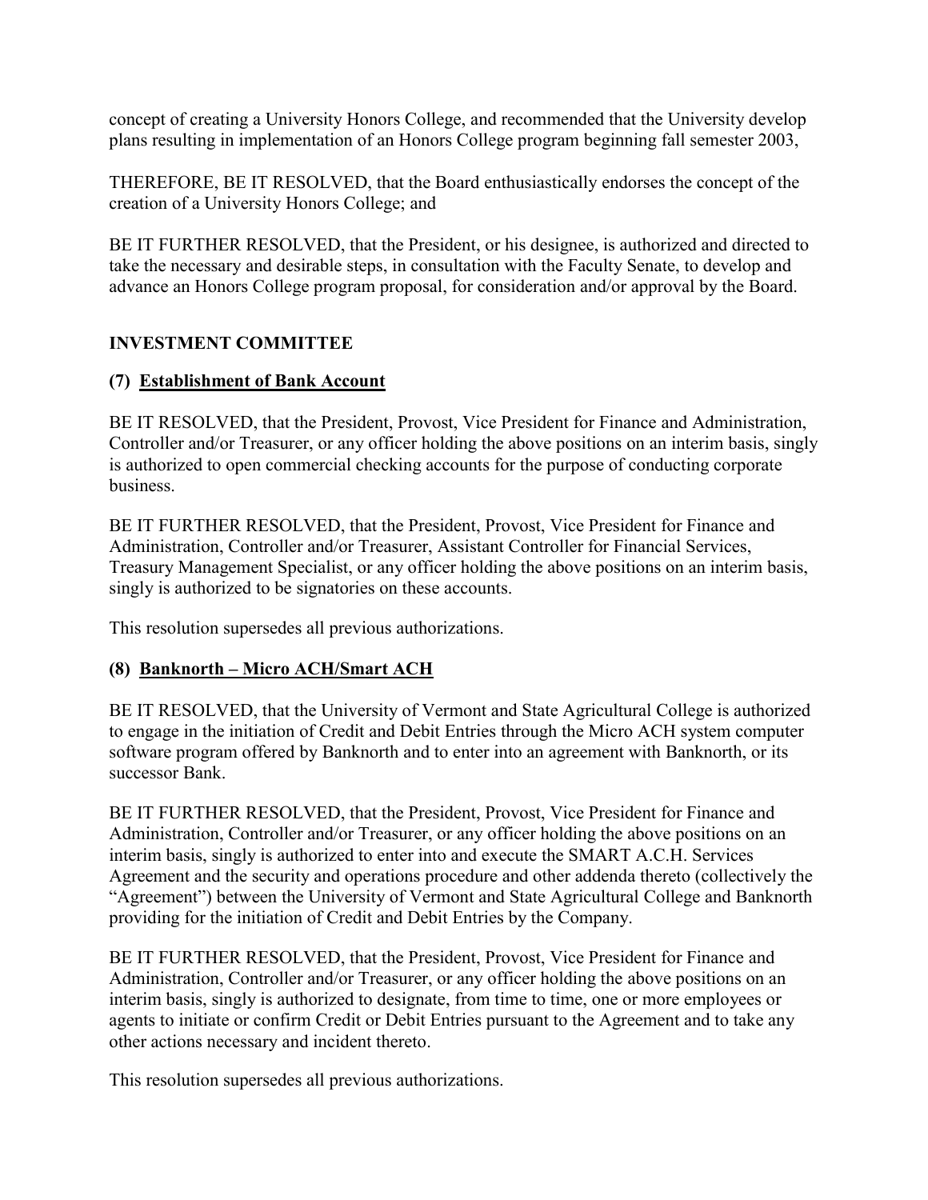concept of creating a University Honors College, and recommended that the University develop plans resulting in implementation of an Honors College program beginning fall semester 2003,

THEREFORE, BE IT RESOLVED, that the Board enthusiastically endorses the concept of the creation of a University Honors College; and

BE IT FURTHER RESOLVED, that the President, or his designee, is authorized and directed to take the necessary and desirable steps, in consultation with the Faculty Senate, to develop and advance an Honors College program proposal, for consideration and/or approval by the Board.

## INVESTMENT COMMITTEE

### (7) <u>Establishment of Bank Account</u>

BE IT RESOLVED, that the President, Provost, Vice President for Finance and Administration, Controller and/or Treasurer, or any officer holding the above positions on an interim basis, singly is authorized to open commercial checking accounts for the purpose of conducting corporate business.

BE IT FURTHER RESOLVED, that the President, Provost, Vice President for Finance and Administration, Controller and/or Treasurer, Assistant Controller for Financial Services, Treasury Management Specialist, or any officer holding the above positions on an interim basis, singly is authorized to be signatories on these accounts.

This resolution supersedes all previous authorizations.

### (8) <u>Banknorth – Micro ACH/Smart ACH</u>

BE IT RESOLVED, that the University of Vermont and State Agricultural College is authorized to engage in the initiation of Credit and Debit Entries through the Micro ACH system computer software program offered by Banknorth and to enter into an agreement with Banknorth, or its successor Bank.

BE IT FURTHER RESOLVED, that the President, Provost, Vice President for Finance and Administration, Controller and/or Treasurer, or any officer holding the above positions on an interim basis, singly is authorized to enter into and execute the SMART A.C.H. Services Agreement and the security and operations procedure and other addenda thereto (collectively the "Agreement") between the University of Vermont and State Agricultural College and Banknorth providing for the initiation of Credit and Debit Entries by the Company.

BE IT FURTHER RESOLVED, that the President, Provost, Vice President for Finance and Administration, Controller and/or Treasurer, or any officer holding the above positions on an interim basis, singly is authorized to designate, from time to time, one or more employees or agents to initiate or confirm Credit or Debit Entries pursuant to the Agreement and to take any other actions necessary and incident thereto.

This resolution supersedes all previous authorizations.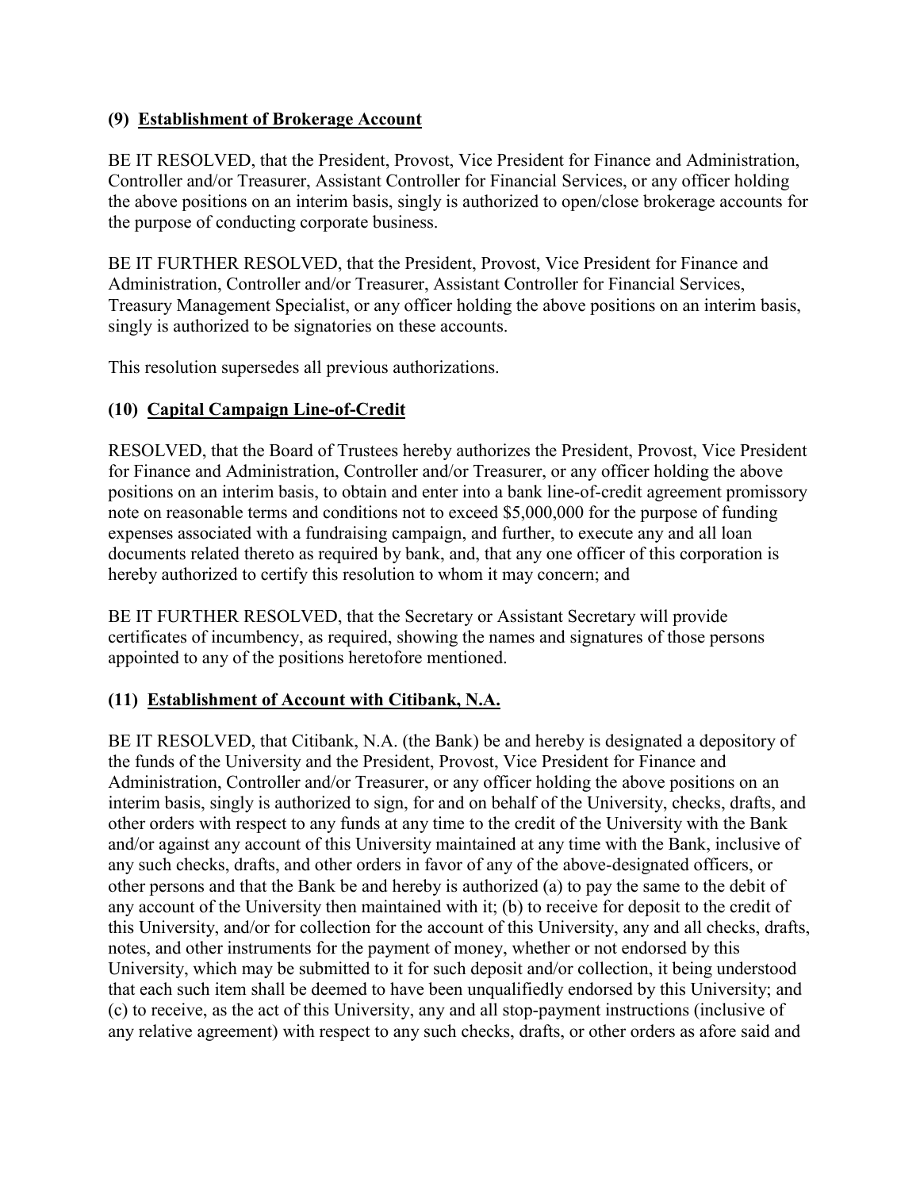### (9) Establishment of Brokerage Account

BE IT RESOLVED, that the President, Provost, Vice President for Finance and Administration, Controller and/or Treasurer, Assistant Controller for Financial Services, or any officer holding the above positions on an interim basis, singly is authorized to open/close brokerage accounts for the purpose of conducting corporate business.

BE IT FURTHER RESOLVED, that the President, Provost, Vice President for Finance and Administration, Controller and/or Treasurer, Assistant Controller for Financial Services, Treasury Management Specialist, or any officer holding the above positions on an interim basis, singly is authorized to be signatories on these accounts.

This resolution supersedes all previous authorizations.

### (10) Capital Campaign Line-of-Credit

RESOLVED, that the Board of Trustees hereby authorizes the President, Provost, Vice President for Finance and Administration, Controller and/or Treasurer, or any officer holding the above positions on an interim basis, to obtain and enter into a bank line-of-credit agreement promissory note on reasonable terms and conditions not to exceed $5,000,000 for the purpose of funding expenses associated with a fundraising campaign, and further, to execute any and all loan documents related thereto as required by bank, and, that any one officer of this corporation is hereby authorized to certify this resolution to whom it may concern; and

BE IT FURTHER RESOLVED, that the Secretary or Assistant Secretary will provide certificates of incumbency, as required, showing the names and signatures of those persons appointed to any of the positions heretofore mentioned.

### (11) Establishment of Account with Citibank, N.A.

BE IT RESOLVED, that Citibank, N.A. (the Bank) be and hereby is designated a depository of the funds of the University and the President, Provost, Vice President for Finance and Administration, Controller and/or Treasurer, or any officer holding the above positions on an interim basis, singly is authorized to sign, for and on behalf of the University, checks, drafts, and other orders with respect to any funds at any time to the credit of the University with the Bank and/or against any account of this University maintained at any time with the Bank, inclusive of any such checks, drafts, and other orders in favor of any of the above-designated officers, or other persons and that the Bank be and hereby is authorized (a) to pay the same to the debit of any account of the University then maintained with it; (b) to receive for deposit to the credit of this University, and/or for collection for the account of this University, any and all checks, drafts, notes, and other instruments for the payment of money, whether or not endorsed by this University, which may be submitted to it for such deposit and/or collection, it being understood that each such item shall be deemed to have been unqualifiedly endorsed by this University; and (c) to receive, as the act of this University, any and all stop-payment instructions (inclusive of any relative agreement) with respect to any such checks, drafts, or other orders as afore said and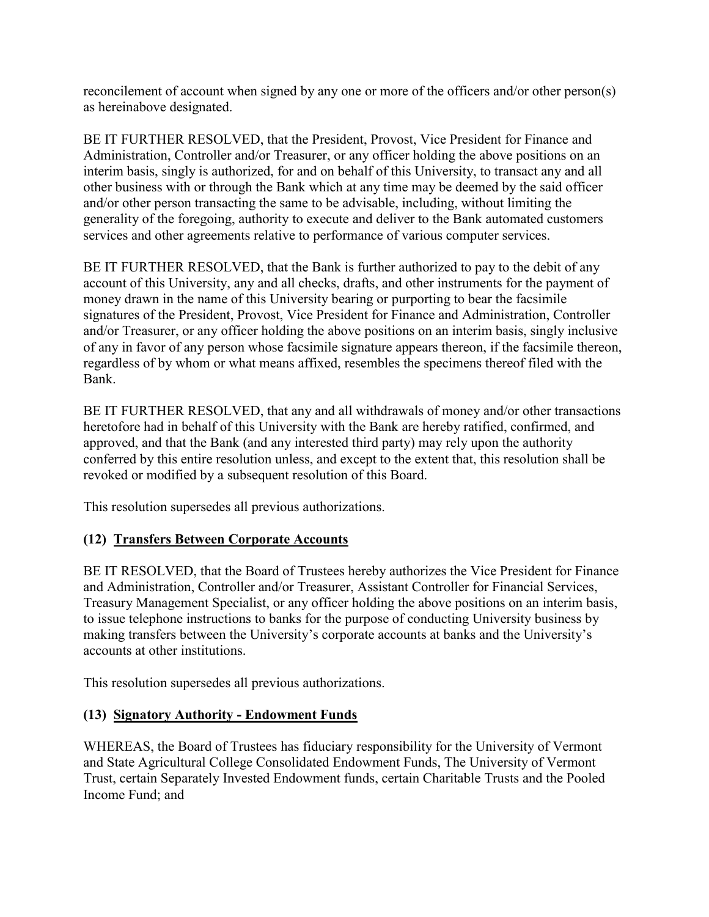reconcilement of account when signed by any one or more of the officers and/or other person(s) as hereinabove designated.

BE IT FURTHER RESOLVED, that the President, Provost, Vice President for Finance and Administration, Controller and/or Treasurer, or any officer holding the above positions on an interim basis, singly is authorized, for and on behalf of this University, to transact any and all other business with or through the Bank which at any time may be deemed by the said officer and/or other person transacting the same to be advisable, including, without limiting the generality of the foregoing, authority to execute and deliver to the Bank automated customers services and other agreements relative to performance of various computer services.

BE IT FURTHER RESOLVED, that the Bank is further authorized to pay to the debit of any account of this University, any and all checks, drafts, and other instruments for the payment of money drawn in the name of this University bearing or purporting to bear the facsimile signatures of the President, Provost, Vice President for Finance and Administration, Controller and/or Treasurer, or any officer holding the above positions on an interim basis, singly inclusive of any in favor of any person whose facsimile signature appears thereon, if the facsimile thereon, regardless of by whom or what means affixed, resembles the specimens thereof filed with the Bank.

BE IT FURTHER RESOLVED, that any and all withdrawals of money and/or other transactions heretofore had in behalf of this University with the Bank are hereby ratified, confirmed, and approved, and that the Bank (and any interested third party) may rely upon the authority conferred by this entire resolution unless, and except to the extent that, this resolution shall be revoked or modified by a subsequent resolution of this Board.

This resolution supersedes all previous authorizations.

### (12) Transfers Between Corporate Accounts

BE IT RESOLVED, that the Board of Trustees hereby authorizes the Vice President for Finance and Administration, Controller and/or Treasurer, Assistant Controller for Financial Services, Treasury Management Specialist, or any officer holding the above positions on an interim basis, to issue telephone instructions to banks for the purpose of conducting University business by making transfers between the University's corporate accounts at banks and the University's accounts at other institutions.

This resolution supersedes all previous authorizations.

### (13) Signatory Authority - Endowment Funds

WHEREAS, the Board of Trustees has fiduciary responsibility for the University of Vermont and State Agricultural College Consolidated Endowment Funds, The University of Vermont Trust, certain Separately Invested Endowment funds, certain Charitable Trusts and the Pooled Income Fund; and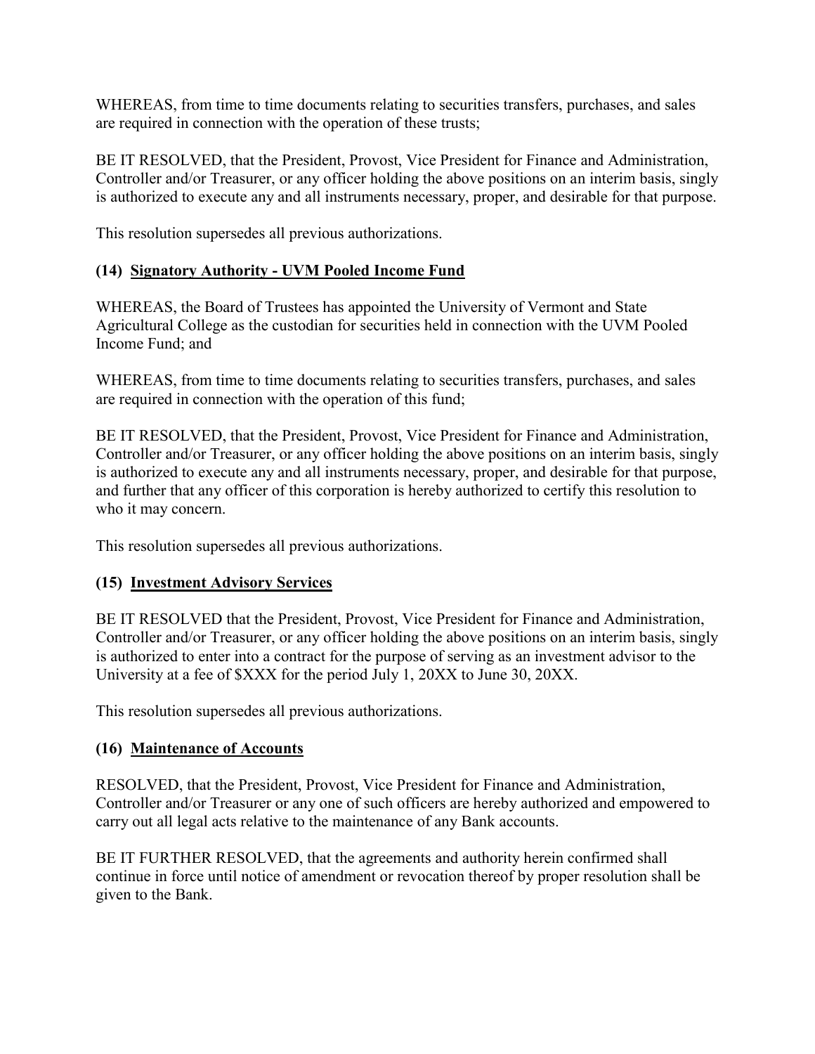WHEREAS, from time to time documents relating to securities transfers, purchases, and sales are required in connection with the operation of these trusts;

BE IT RESOLVED, that the President, Provost, Vice President for Finance and Administration, Controller and/or Treasurer, or any officer holding the above positions on an interim basis, singly is authorized to execute any and all instruments necessary, proper, and desirable for that purpose.

This resolution supersedes all previous authorizations.

### (14) <u>Signatory Authority - UVM Pooled Income Fund</u>

WHEREAS, the Board of Trustees has appointed the University of Vermont and State Agricultural College as the custodian for securities held in connection with the UVM Pooled Income Fund; and

WHEREAS, from time to time documents relating to securities transfers, purchases, and sales are required in connection with the operation of this fund;

BE IT RESOLVED, that the President, Provost, Vice President for Finance and Administration, Controller and/or Treasurer, or any officer holding the above positions on an interim basis, singly is authorized to execute any and all instruments necessary, proper, and desirable for that purpose, and further that any officer of this corporation is hereby authorized to certify this resolution to who it may concern.

This resolution supersedes all previous authorizations.

### (15) <u>Investment Advisory Services</u>

BE IT RESOLVED that the President, Provost, Vice President for Finance and Administration, Controller and/or Treasurer, or any officer holding the above positions on an interim basis, singly is authorized to enter into a contract for the purpose of serving as an investment advisor to the University at a fee of $XXX for the period July 1, 20XX to June 30, 20XX.

This resolution supersedes all previous authorizations.

### (16) <u>Maintenance of Accounts</u>

RESOLVED, that the President, Provost, Vice President for Finance and Administration, Controller and/or Treasurer or any one of such officers are hereby authorized and empowered to carry out all legal acts relative to the maintenance of any Bank accounts.

BE IT FURTHER RESOLVED, that the agreements and authority herein confirmed shall continue in force until notice of amendment or revocation thereof by proper resolution shall be given to the Bank.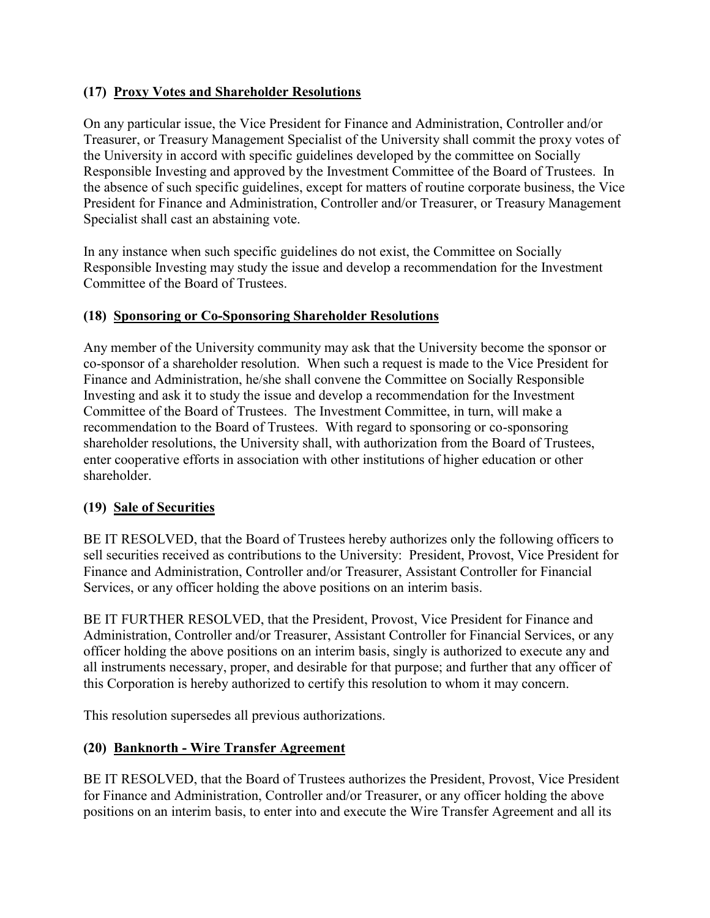### (17) Proxy Votes and Shareholder Resolutions

On any particular issue, the Vice President for Finance and Administration, Controller and/or Treasurer, or Treasury Management Specialist of the University shall commit the proxy votes of the University in accord with specific guidelines developed by the committee on Socially Responsible Investing and approved by the Investment Committee of the Board of Trustees. In the absence of such specific guidelines, except for matters of routine corporate business, the Vice President for Finance and Administration, Controller and/or Treasurer, or Treasury Management Specialist shall cast an abstaining vote.

In any instance when such specific guidelines do not exist, the Committee on Socially Responsible Investing may study the issue and develop a recommendation for the Investment Committee of the Board of Trustees.

### (18) Sponsoring or Co-Sponsoring Shareholder Resolutions

Any member of the University community may ask that the University become the sponsor or co-sponsor of a shareholder resolution. When such a request is made to the Vice President for Finance and Administration, he/she shall convene the Committee on Socially Responsible Investing and ask it to study the issue and develop a recommendation for the Investment Committee of the Board of Trustees. The Investment Committee, in turn, will make a recommendation to the Board of Trustees. With regard to sponsoring or co-sponsoring shareholder resolutions, the University shall, with authorization from the Board of Trustees, enter cooperative efforts in association with other institutions of higher education or other shareholder.

### (19) Sale of Securities

BE IT RESOLVED, that the Board of Trustees hereby authorizes only the following officers to sell securities received as contributions to the University: President, Provost, Vice President for Finance and Administration, Controller and/or Treasurer, Assistant Controller for Financial Services, or any officer holding the above positions on an interim basis.

BE IT FURTHER RESOLVED, that the President, Provost, Vice President for Finance and Administration, Controller and/or Treasurer, Assistant Controller for Financial Services, or any officer holding the above positions on an interim basis, singly is authorized to execute any and all instruments necessary, proper, and desirable for that purpose; and further that any officer of this Corporation is hereby authorized to certify this resolution to whom it may concern.

This resolution supersedes all previous authorizations.

### (20) Banknorth - Wire Transfer Agreement

BE IT RESOLVED, that the Board of Trustees authorizes the President, Provost, Vice President for Finance and Administration, Controller and/or Treasurer, or any officer holding the above positions on an interim basis, to enter into and execute the Wire Transfer Agreement and all its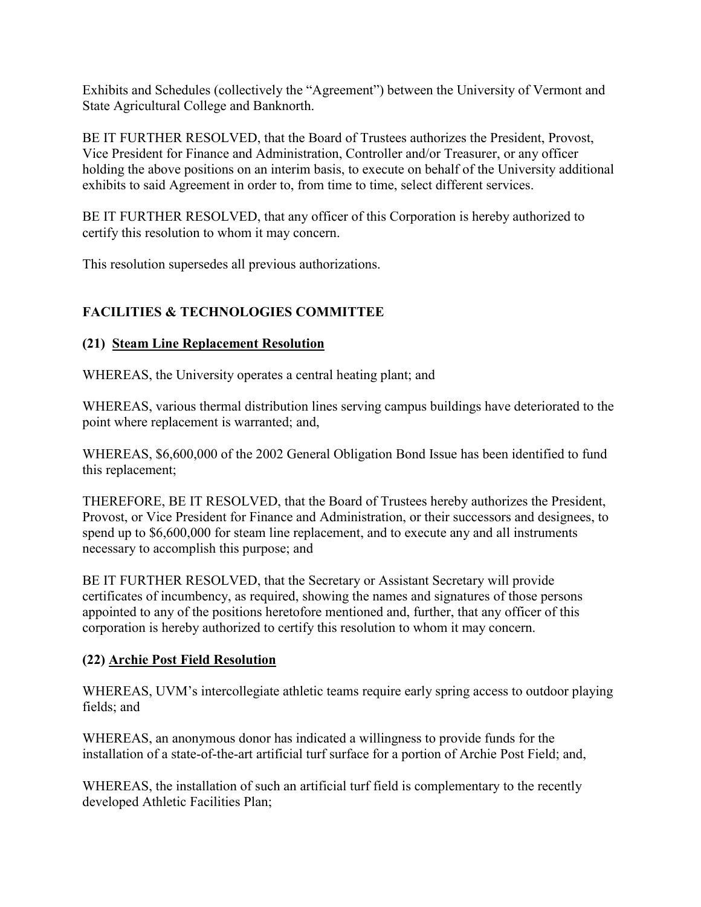Exhibits and Schedules (collectively the "Agreement") between the University of Vermont and State Agricultural College and Banknorth.

BE IT FURTHER RESOLVED, that the Board of Trustees authorizes the President, Provost, Vice President for Finance and Administration, Controller and/or Treasurer, or any officer holding the above positions on an interim basis, to execute on behalf of the University additional exhibits to said Agreement in order to, from time to time, select different services.

BE IT FURTHER RESOLVED, that any officer of this Corporation is hereby authorized to certify this resolution to whom it may concern.

This resolution supersedes all previous authorizations.

## FACILITIES & TECHNOLOGIES COMMITTEE

### (21) Steam Line Replacement Resolution

WHEREAS, the University operates a central heating plant; and

WHEREAS, various thermal distribution lines serving campus buildings have deteriorated to the point where replacement is warranted; and,

WHEREAS, $6,600,000 of the 2002 General Obligation Bond Issue has been identified to fund this replacement;

THEREFORE, BE IT RESOLVED, that the Board of Trustees hereby authorizes the President, Provost, or Vice President for Finance and Administration, or their successors and designees, to spend up to $6,600,000 for steam line replacement, and to execute any and all instruments necessary to accomplish this purpose; and

BE IT FURTHER RESOLVED, that the Secretary or Assistant Secretary will provide certificates of incumbency, as required, showing the names and signatures of those persons appointed to any of the positions heretofore mentioned and, further, that any officer of this corporation is hereby authorized to certify this resolution to whom it may concern.

### (22) Archie Post Field Resolution

WHEREAS, UVM's intercollegiate athletic teams require early spring access to outdoor playing fields; and

WHEREAS, an anonymous donor has indicated a willingness to provide funds for the installation of a state-of-the-art artificial turf surface for a portion of Archie Post Field; and,

WHEREAS, the installation of such an artificial turf field is complementary to the recently developed Athletic Facilities Plan;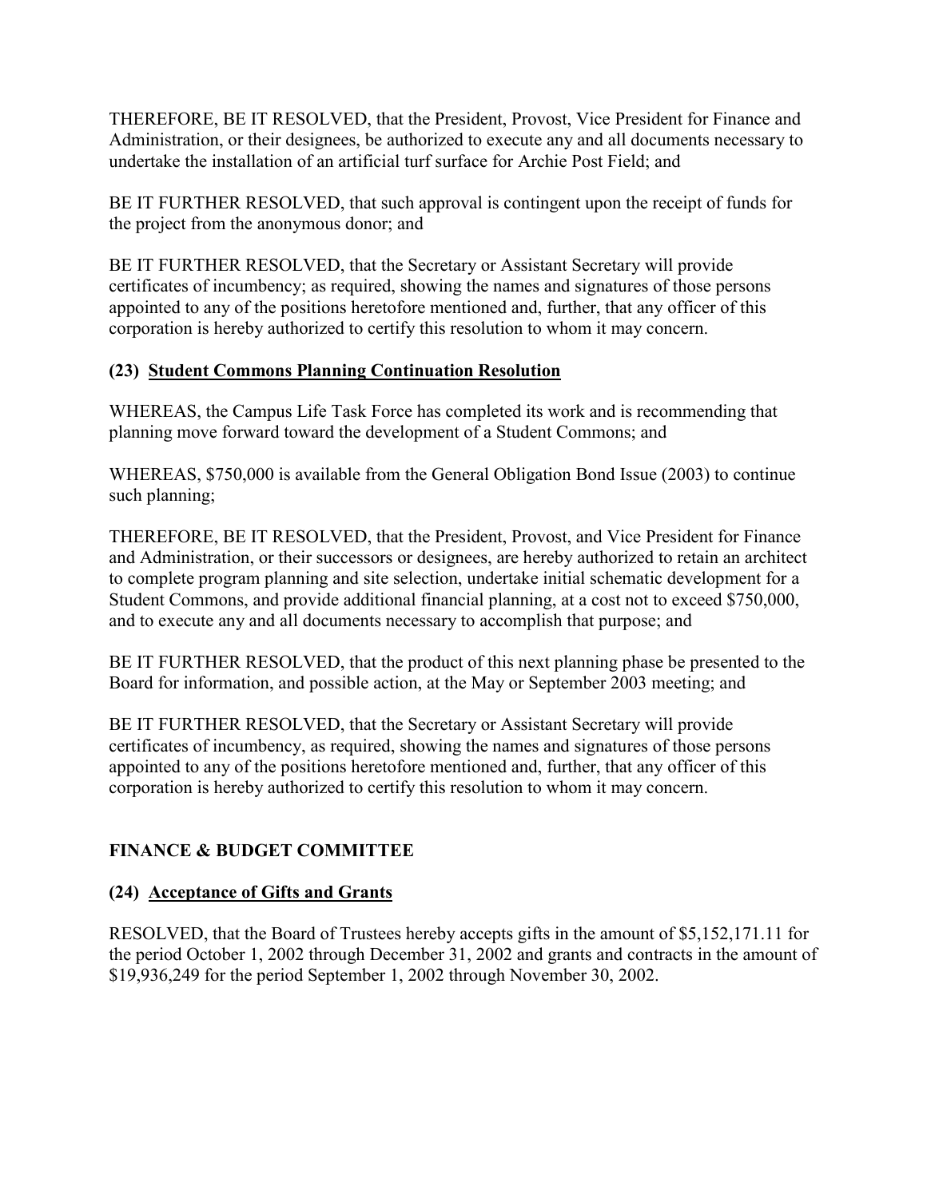THEREFORE, BE IT RESOLVED, that the President, Provost, Vice President for Finance and Administration, or their designees, be authorized to execute any and all documents necessary to undertake the installation of an artificial turf surface for Archie Post Field; and

BE IT FURTHER RESOLVED, that such approval is contingent upon the receipt of funds for the project from the anonymous donor; and

BE IT FURTHER RESOLVED, that the Secretary or Assistant Secretary will provide certificates of incumbency; as required, showing the names and signatures of those persons appointed to any of the positions heretofore mentioned and, further, that any officer of this corporation is hereby authorized to certify this resolution to whom it may concern.

### (23) Student Commons Planning Continuation Resolution

WHEREAS, the Campus Life Task Force has completed its work and is recommending that planning move forward toward the development of a Student Commons; and

WHEREAS, $750,000 is available from the General Obligation Bond Issue (2003) to continue such planning;

THEREFORE, BE IT RESOLVED, that the President, Provost, and Vice President for Finance and Administration, or their successors or designees, are hereby authorized to retain an architect to complete program planning and site selection, undertake initial schematic development for a Student Commons, and provide additional financial planning, at a cost not to exceed $750,000, and to execute any and all documents necessary to accomplish that purpose; and

BE IT FURTHER RESOLVED, that the product of this next planning phase be presented to the Board for information, and possible action, at the May or September 2003 meeting; and

BE IT FURTHER RESOLVED, that the Secretary or Assistant Secretary will provide certificates of incumbency, as required, showing the names and signatures of those persons appointed to any of the positions heretofore mentioned and, further, that any officer of this corporation is hereby authorized to certify this resolution to whom it may concern.

## FINANCE & BUDGET COMMITTEE

### (24) Acceptance of Gifts and Grants

RESOLVED, that the Board of Trustees hereby accepts gifts in the amount of $5,152,171.11 for the period October 1, 2002 through December 31, 2002 and grants and contracts in the amount of $19,936,249 for the period September 1, 2002 through November 30, 2002.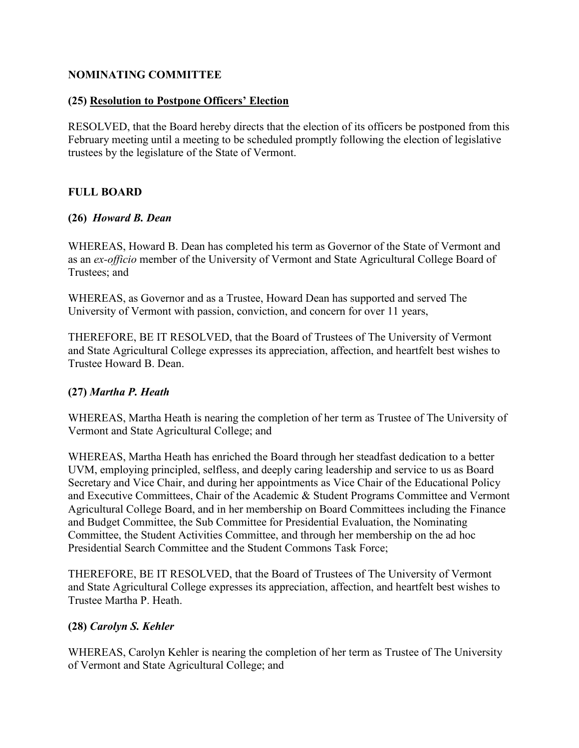## NOMINATING COMMITTEE

### (25) Resolution to Postpone Officers' Election

RESOLVED, that the Board hereby directs that the election of its officers be postponed from this February meeting until a meeting to be scheduled promptly following the election of legislative trustees by the legislature of the State of Vermont.

## FULL BOARD

### (26) *Howard B. Dean*

WHEREAS, Howard B. Dean has completed his term as Governor of the State of Vermont and as an *ex-officio* member of the University of Vermont and State Agricultural College Board of Trustees; and

WHEREAS, as Governor and as a Trustee, Howard Dean has supported and served The University of Vermont with passion, conviction, and concern for over 11 years,

THEREFORE, BE IT RESOLVED, that the Board of Trustees of The University of Vermont and State Agricultural College expresses its appreciation, affection, and heartfelt best wishes to Trustee Howard B. Dean.

### (27) *Martha P. Heath*

WHEREAS, Martha Heath is nearing the completion of her term as Trustee of The University of Vermont and State Agricultural College; and

WHEREAS, Martha Heath has enriched the Board through her steadfast dedication to a better UVM, employing principled, selfless, and deeply caring leadership and service to us as Board Secretary and Vice Chair, and during her appointments as Vice Chair of the Educational Policy and Executive Committees, Chair of the Academic & Student Programs Committee and Vermont Agricultural College Board, and in her membership on Board Committees including the Finance and Budget Committee, the Sub Committee for Presidential Evaluation, the Nominating Committee, the Student Activities Committee, and through her membership on the ad hoc Presidential Search Committee and the Student Commons Task Force;

THEREFORE, BE IT RESOLVED, that the Board of Trustees of The University of Vermont and State Agricultural College expresses its appreciation, affection, and heartfelt best wishes to Trustee Martha P. Heath.

### (28) *Carolyn S. Kehler*

WHEREAS, Carolyn Kehler is nearing the completion of her term as Trustee of The University of Vermont and State Agricultural College; and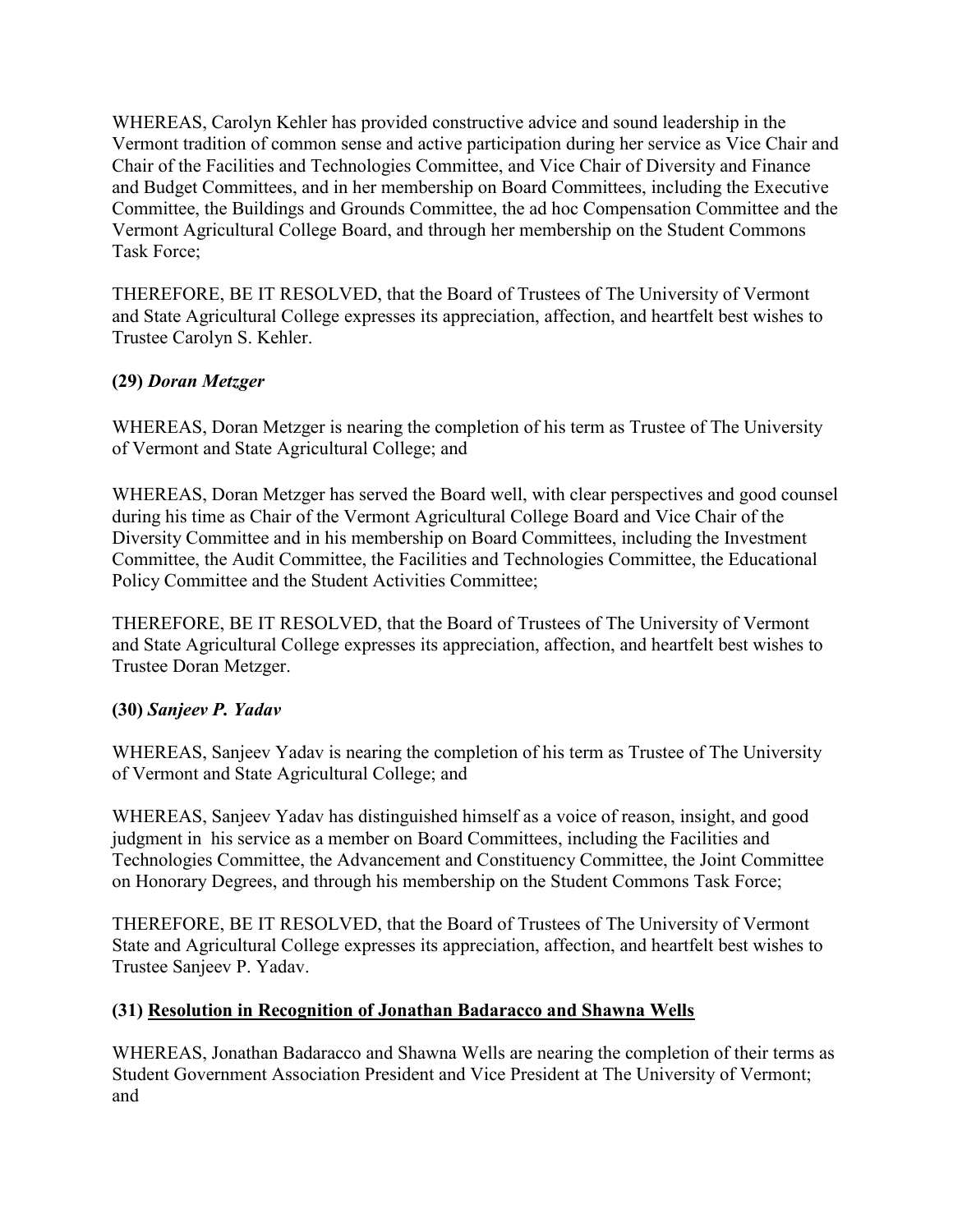WHEREAS, Carolyn Kehler has provided constructive advice and sound leadership in the Vermont tradition of common sense and active participation during her service as Vice Chair and Chair of the Facilities and Technologies Committee, and Vice Chair of Diversity and Finance and Budget Committees, and in her membership on Board Committees, including the Executive Committee, the Buildings and Grounds Committee, the ad hoc Compensation Committee and the Vermont Agricultural College Board, and through her membership on the Student Commons Task Force;

THEREFORE, BE IT RESOLVED, that the Board of Trustees of The University of Vermont and State Agricultural College expresses its appreciation, affection, and heartfelt best wishes to Trustee Carolyn S. Kehler.

**(29)** ***Doran Metzger***

WHEREAS, Doran Metzger is nearing the completion of his term as Trustee of The University of Vermont and State Agricultural College; and

WHEREAS, Doran Metzger has served the Board well, with clear perspectives and good counsel during his time as Chair of the Vermont Agricultural College Board and Vice Chair of the Diversity Committee and in his membership on Board Committees, including the Investment Committee, the Audit Committee, the Facilities and Technologies Committee, the Educational Policy Committee and the Student Activities Committee;

THEREFORE, BE IT RESOLVED, that the Board of Trustees of The University of Vermont and State Agricultural College expresses its appreciation, affection, and heartfelt best wishes to Trustee Doran Metzger.

**(30)** ***Sanjeev P. Yadav***

WHEREAS, Sanjeev Yadav is nearing the completion of his term as Trustee of The University of Vermont and State Agricultural College; and

WHEREAS, Sanjeev Yadav has distinguished himself as a voice of reason, insight, and good judgment in his service as a member on Board Committees, including the Facilities and Technologies Committee, the Advancement and Constituency Committee, the Joint Committee on Honorary Degrees, and through his membership on the Student Commons Task Force;

THEREFORE, BE IT RESOLVED, that the Board of Trustees of The University of Vermont State and Agricultural College expresses its appreciation, affection, and heartfelt best wishes to Trustee Sanjeev P. Yadav.

**(31) <u>Resolution in Recognition of Jonathan Badaracco and Shawna Wells</u>**

WHEREAS, Jonathan Badaracco and Shawna Wells are nearing the completion of their terms as Student Government Association President and Vice President at The University of Vermont; and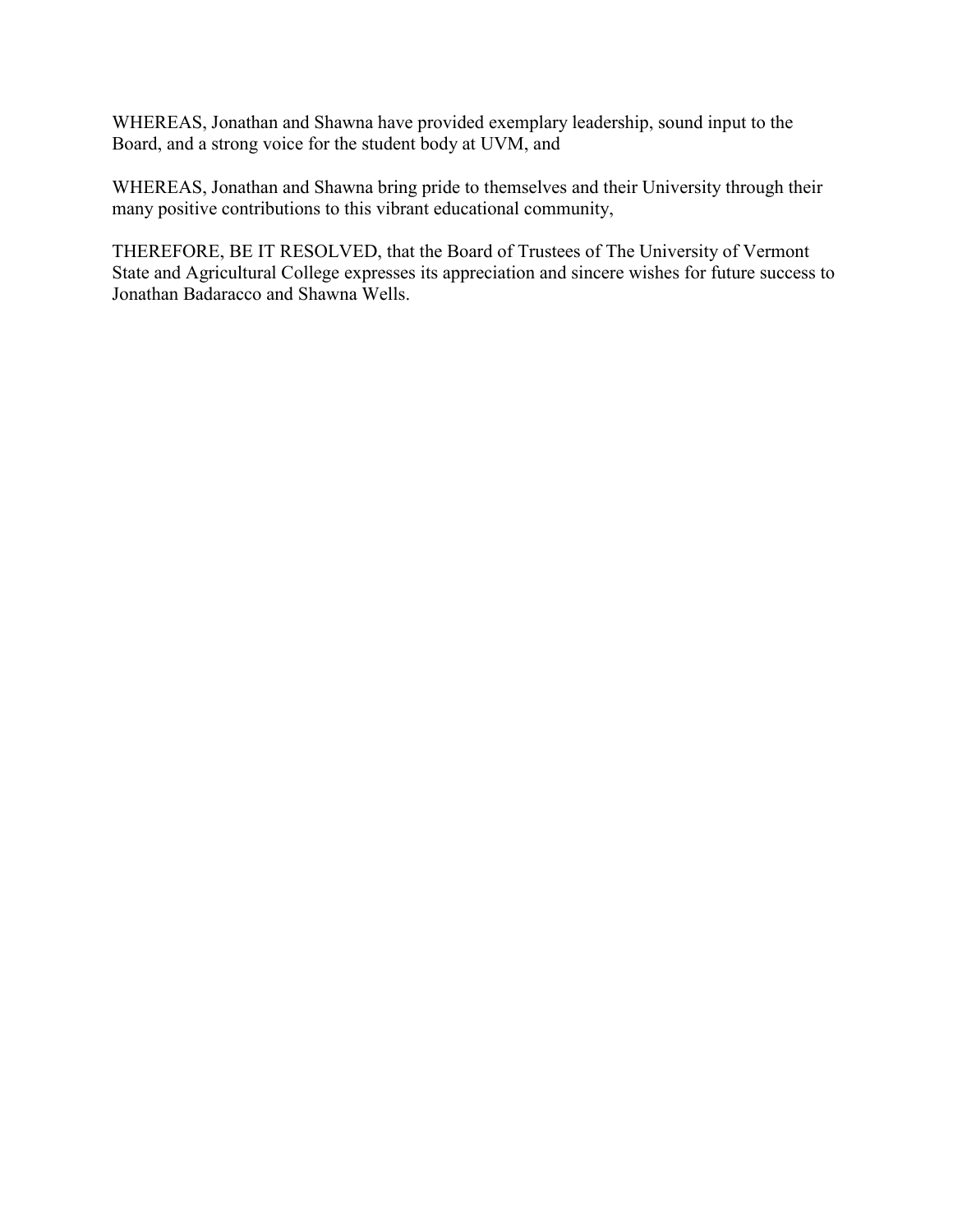WHEREAS, Jonathan and Shawna have provided exemplary leadership, sound input to the Board, and a strong voice for the student body at UVM, and

WHEREAS, Jonathan and Shawna bring pride to themselves and their University through their many positive contributions to this vibrant educational community,

THEREFORE, BE IT RESOLVED, that the Board of Trustees of The University of Vermont State and Agricultural College expresses its appreciation and sincere wishes for future success to Jonathan Badaracco and Shawna Wells.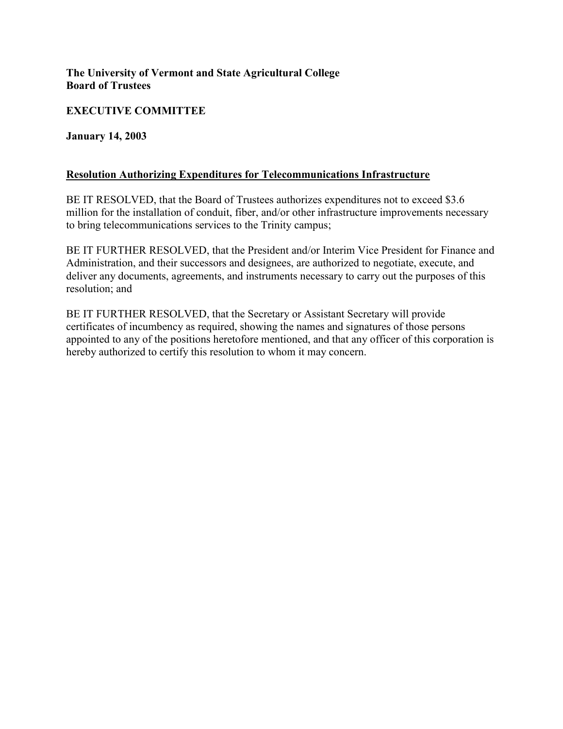**The University of Vermont and State Agricultural College**
**Board of Trustees**

**EXECUTIVE COMMITTEE**

**January 14, 2003**

<u>**Resolution Authorizing Expenditures for Telecommunications Infrastructure**</u>

BE IT RESOLVED, that the Board of Trustees authorizes expenditures not to exceed $3.6 million for the installation of conduit, fiber, and/or other infrastructure improvements necessary to bring telecommunications services to the Trinity campus;

BE IT FURTHER RESOLVED, that the President and/or Interim Vice President for Finance and Administration, and their successors and designees, are authorized to negotiate, execute, and deliver any documents, agreements, and instruments necessary to carry out the purposes of this resolution; and

BE IT FURTHER RESOLVED, that the Secretary or Assistant Secretary will provide certificates of incumbency as required, showing the names and signatures of those persons appointed to any of the positions heretofore mentioned, and that any officer of this corporation is hereby authorized to certify this resolution to whom it may concern.